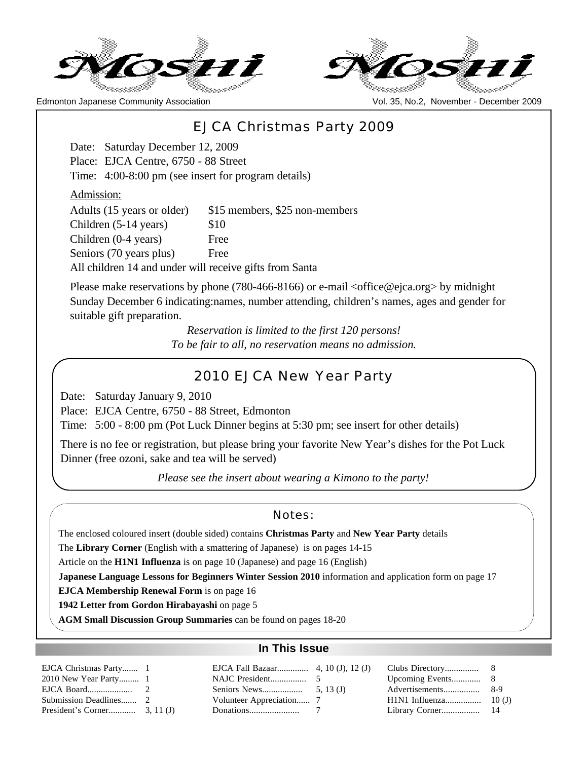# Moshi

Edmonton Japanese Community Association

## EJCA Christmas Party 2009

Date: Saturday December 12, 2009
Place: EJCA Centre, 6750 - 88 Street
Time: 4:00-8:00 pm (see insert for program details)

Admission:

| | |
|---|---|
| Adults (15 years or older) | $15 members, $25 non-members |
| Children (5-14 years) | $10 |
| Children (0-4 years) | Free |
| Seniors (70 years plus) | Free |

All children 14 and under will receive gifts from Santa

Please make reservations by phone (780-466-8166) or e-mail <office@ejca.org> by midnight Sunday December 6 indicating:names, number attending, children's names, ages and gender for suitable gift preparation.

*Reservation is limited to the first 120 persons!*
*To be fair to all, no reservation means no admission.*

## 2010 EJCA New Year Party

Date: Saturday January 9, 2010
Place: EJCA Centre, 6750 - 88 Street, Edmonton
Time: 5:00 - 8:00 pm (Pot Luck Dinner begins at 5:30 pm; see insert for other details)

There is no fee or registration, but please bring your favorite New Year's dishes for the Pot Luck Dinner (free ozoni, sake and tea will be served)

*Please see the insert about wearing a Kimono to the party!*

### Notes:

The enclosed coloured insert (double sided) contains **Christmas Party** and **New Year Party** details

The **Library Corner** (English with a smattering of Japanese) is on pages 14-15

Article on the **H1N1 Influenza** is on page 10 (Japanese) and page 16 (English)

**Japanese Language Lessons for Beginners Winter Session 2010** information and application form on page 17

**EJCA Membership Renewal Form** is on page 16

**1942 Letter from Gordon Hirabayashi** on page 5

**AGM Small Discussion Group Summaries** can be found on pages 18-20

## In This Issue

| | | | | | |
|---|---|---|---|---|---|
| EJCA Christmas Party | 1 | EJCA Fall Bazaar | 4, 10 (J), 12 (J) | Clubs Directory | 8 |
| 2010 New Year Party | 1 | NAJC President | 5 | Upcoming Events | 8 |
| EJCA Board | 2 | Seniors News | 5, 13 (J) | Advertisements | 8-9 |
| Submission Deadlines | 2 | Volunteer Appreciation | 7 | H1N1 Influenza | 10 (J) |
| President's Corner | 3, 11 (J) | Donations | 7 | Library Corner | 14 |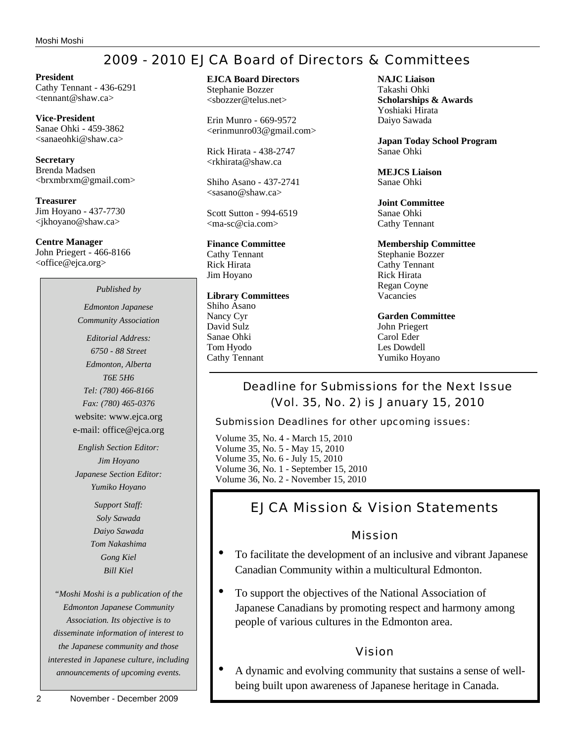# 2009 - 2010 EJCA Board of Directors & Committees

**President**
Cathy Tennant - 436-6291
<tennant@shaw.ca>

**Vice-President**
Sanae Ohki - 459-3862
<sanaeohki@shaw.ca>

**Secretary**
Brenda Madsen
<brxmbrxm@gmail.com>

**Treasurer**
Jim Hoyano - 437-7730
<jkhoyano@shaw.ca>

**Centre Manager**
John Priegert - 466-8166
<office@ejca.org>

*Published by*

*Edmonton Japanese Community Association*

*Editorial Address:*
*6750 - 88 Street*
*Edmonton, Alberta*
*T6E 5H6*
*Tel: (780) 466-8166*
*Fax: (780) 465-0376*
website: www.ejca.org
e-mail: office@ejca.org

*English Section Editor:*
*Jim Hoyano*
*Japanese Section Editor:*
*Yumiko Hoyano*

*Support Staff:*
*Soly Sawada*
*Daiyo Sawada*
*Tom Nakashima*
*Gong Kiel*
*Bill Kiel*

*"Moshi Moshi is a publication of the Edmonton Japanese Community Association. Its objective is to disseminate information of interest to the Japanese community and those interested in Japanese culture, including announcements of upcoming events.*

**EJCA Board Directors**
Stephanie Bozzer
<sbozzer@telus.net>

Erin Munro - 669-9572
<erinmunro03@gmail.com>

Rick Hirata - 438-2747
<rkhirata@shaw.ca

Shiho Asano - 437-2741
<sasano@shaw.ca>

Scott Sutton - 994-6519
<ma-sc@cia.com>

**Finance Committee**
Cathy Tennant
Rick Hirata
Jim Hoyano

**Library Committees**
Shiho Asano
Nancy Cyr
David Sulz
Sanae Ohki
Tom Hyodo
Cathy Tennant

**NAJC Liaison**
Takashi Ohki

**Scholarships & Awards**
Yoshiaki Hirata
Daiyo Sawada

**Japan Today School Program**
Sanae Ohki

**MEJCS Liaison**
Sanae Ohki

**Joint Committee**
Sanae Ohki
Cathy Tennant

**Membership Committee**
Stephanie Bozzer
Cathy Tennant
Rick Hirata
Regan Coyne
Vacancies

**Garden Committee**
John Priegert
Carol Eder
Les Dowdell
Yumiko Hoyano

## Deadline for Submissions for the Next Issue (Vol. 35, No. 2) is January 15, 2010

Submission Deadlines for other upcoming issues:

Volume 35, No. 4 - March 15, 2010
Volume 35, No. 5 - May 15, 2010
Volume 35, No. 6 - July 15, 2010
Volume 36, No. 1 - September 15, 2010
Volume 36, No. 2 - November 15, 2010

## EJCA Mission & Vision Statements

### Mission

- To facilitate the development of an inclusive and vibrant Japanese Canadian Community within a multicultural Edmonton.
- To support the objectives of the National Association of Japanese Canadians by promoting respect and harmony among people of various cultures in the Edmonton area.

### Vision

- A dynamic and evolving community that sustains a sense of well-being built upon awareness of Japanese heritage in Canada.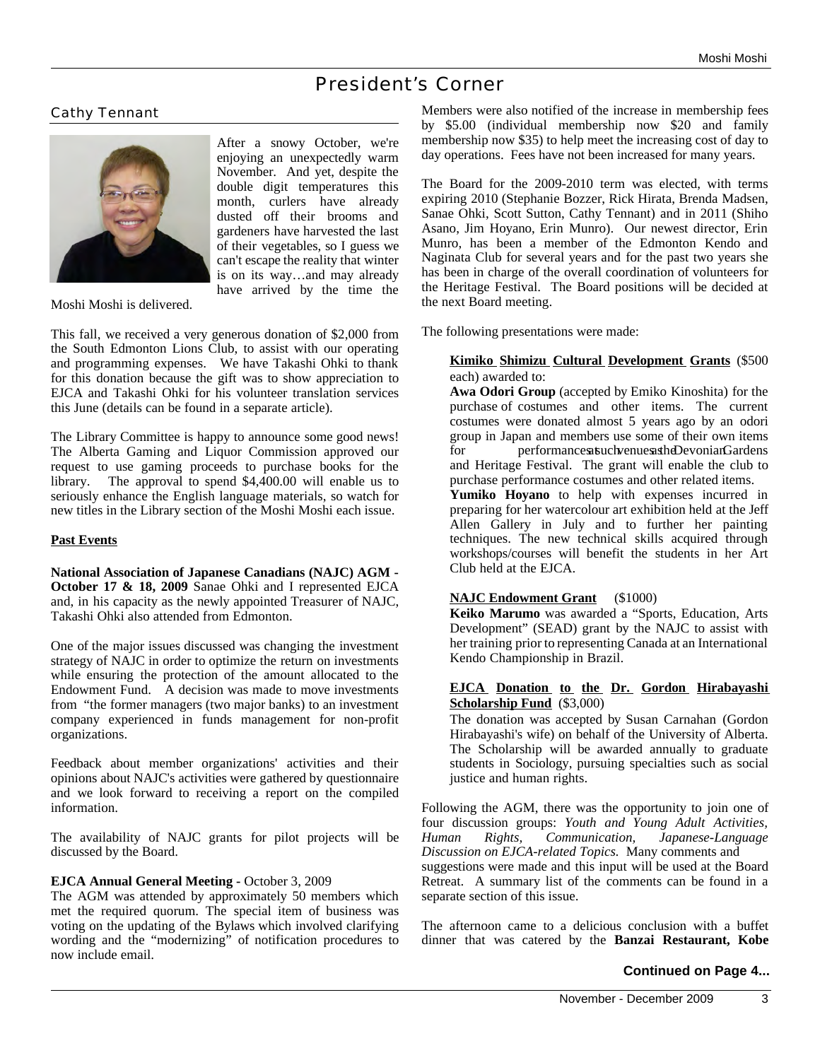# President's Corner

## Cathy Tennant

After a snowy October, we're enjoying an unexpectedly warm November. And yet, despite the double digit temperatures this month, curlers have already dusted off their brooms and gardeners have harvested the last of their vegetables, so I guess we can't escape the reality that winter is on its way…and may already have arrived by the time the Moshi Moshi is delivered.

This fall, we received a very generous donation of $2,000 from the South Edmonton Lions Club, to assist with our operating and programming expenses. We have Takashi Ohki to thank for this donation because the gift was to show appreciation to EJCA and Takashi Ohki for his volunteer translation services this June (details can be found in a separate article).

The Library Committee is happy to announce some good news! The Alberta Gaming and Liquor Commission approved our request to use gaming proceeds to purchase books for the library. The approval to spend $4,400.00 will enable us to seriously enhance the English language materials, so watch for new titles in the Library section of the Moshi Moshi each issue.

**Past Events**

**National Association of Japanese Canadians (NAJC) AGM - October 17 & 18, 2009** Sanae Ohki and I represented EJCA and, in his capacity as the newly appointed Treasurer of NAJC, Takashi Ohki also attended from Edmonton.

One of the major issues discussed was changing the investment strategy of NAJC in order to optimize the return on investments while ensuring the protection of the amount allocated to the Endowment Fund. A decision was made to move investments from "the former managers (two major banks) to an investment company experienced in funds management for non-profit organizations.

Feedback about member organizations' activities and their opinions about NAJC's activities were gathered by questionnaire and we look forward to receiving a report on the compiled information.

The availability of NAJC grants for pilot projects will be discussed by the Board.

**EJCA Annual General Meeting -** October 3, 2009
The AGM was attended by approximately 50 members which met the required quorum. The special item of business was voting on the updating of the Bylaws which involved clarifying wording and the "modernizing" of notification procedures to now include email.

Members were also notified of the increase in membership fees by $5.00 (individual membership now $20 and family membership now $35) to help meet the increasing cost of day to day operations. Fees have not been increased for many years.

The Board for the 2009-2010 term was elected, with terms expiring 2010 (Stephanie Bozzer, Rick Hirata, Brenda Madsen, Sanae Ohki, Scott Sutton, Cathy Tennant) and in 2011 (Shiho Asano, Jim Hoyano, Erin Munro). Our newest director, Erin Munro, has been a member of the Edmonton Kendo and Naginata Club for several years and for the past two years she has been in charge of the overall coordination of volunteers for the Heritage Festival. The Board positions will be decided at the next Board meeting.

The following presentations were made:

**Kimiko Shimizu Cultural Development Grants** ($500 each) awarded to:

**Awa Odori Group** (accepted by Emiko Kinoshita) for the purchase of costumes and other items. The current costumes were donated almost 5 years ago by an odori group in Japan and members use some of their own items for performances at such venues as the Devonian Gardens and Heritage Festival. The grant will enable the club to purchase performance costumes and other related items.

**Yumiko Hoyano** to help with expenses incurred in preparing for her watercolour art exhibition held at the Jeff Allen Gallery in July and to further her painting techniques. The new technical skills acquired through workshops/courses will benefit the students in her Art Club held at the EJCA.

**NAJC Endowment Grant** ($1000)

**Keiko Marumo** was awarded a "Sports, Education, Arts Development" (SEAD) grant by the NAJC to assist with her training prior to representing Canada at an International Kendo Championship in Brazil.

**EJCA Donation to the Dr. Gordon Hirabayashi Scholarship Fund** ($3,000)

The donation was accepted by Susan Carnahan (Gordon Hirabayashi's wife) on behalf of the University of Alberta. The Scholarship will be awarded annually to graduate students in Sociology, pursuing specialties such as social justice and human rights.

Following the AGM, there was the opportunity to join one of four discussion groups: *Youth and Young Adult Activities, Human Rights, Communication, Japanese-Language Discussion on EJCA-related Topics.* Many comments and suggestions were made and this input will be used at the Board Retreat. A summary list of the comments can be found in a separate section of this issue.

The afternoon came to a delicious conclusion with a buffet dinner that was catered by the **Banzai Restaurant, Kobe**

**Continued on Page 4...**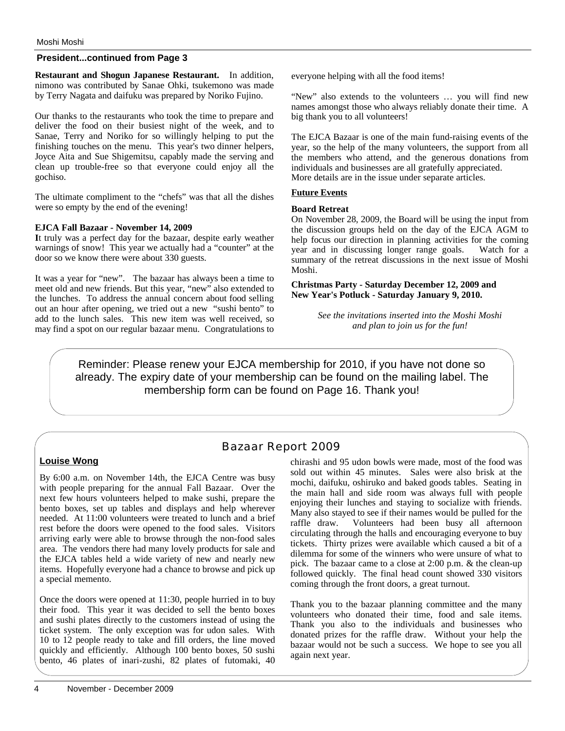## President...continued from Page 3

**Restaurant and Shogun Japanese Restaurant.** In addition, nimono was contributed by Sanae Ohki, tsukemono was made by Terry Nagata and daifuku was prepared by Noriko Fujino.

Our thanks to the restaurants who took the time to prepare and deliver the food on their busiest night of the week, and to Sanae, Terry and Noriko for so willingly helping to put the finishing touches on the menu. This year's two dinner helpers, Joyce Aita and Sue Shigemitsu, capably made the serving and clean up trouble-free so that everyone could enjoy all the gochiso.

The ultimate compliment to the "chefs" was that all the dishes were so empty by the end of the evening!

**EJCA Fall Bazaar - November 14, 2009**

**I**t truly was a perfect day for the bazaar, despite early weather warnings of snow! This year we actually had a "counter" at the door so we know there were about 330 guests.

It was a year for "new". The bazaar has always been a time to meet old and new friends. But this year, "new" also extended to the lunches. To address the annual concern about food selling out an hour after opening, we tried out a new "sushi bento" to add to the lunch sales. This new item was well received, so may find a spot on our regular bazaar menu. Congratulations to everyone helping with all the food items!

"New" also extends to the volunteers … you will find new names amongst those who always reliably donate their time. A big thank you to all volunteers!

The EJCA Bazaar is one of the main fund-raising events of the year, so the help of the many volunteers, the support from all the members who attend, and the generous donations from individuals and businesses are all gratefully appreciated. More details are in the issue under separate articles.

**Future Events**

**Board Retreat**

On November 28, 2009, the Board will be using the input from the discussion groups held on the day of the EJCA AGM to help focus our direction in planning activities for the coming year and in discussing longer range goals. Watch for a summary of the retreat discussions in the next issue of Moshi Moshi.

**Christmas Party - Saturday December 12, 2009 and New Year's Potluck - Saturday January 9, 2010.**

*See the invitations inserted into the Moshi Moshi and plan to join us for the fun!*

Reminder: Please renew your EJCA membership for 2010, if you have not done so already. The expiry date of your membership can be found on the mailing label. The membership form can be found on Page 16. Thank you!

## Bazaar Report 2009

**Louise Wong**

By 6:00 a.m. on November 14th, the EJCA Centre was busy with people preparing for the annual Fall Bazaar. Over the next few hours volunteers helped to make sushi, prepare the bento boxes, set up tables and displays and help wherever needed. At 11:00 volunteers were treated to lunch and a brief rest before the doors were opened to the food sales. Visitors arriving early were able to browse through the non-food sales area. The vendors there had many lovely products for sale and the EJCA tables held a wide variety of new and nearly new items. Hopefully everyone had a chance to browse and pick up a special memento.

Once the doors were opened at 11:30, people hurried in to buy their food. This year it was decided to sell the bento boxes and sushi plates directly to the customers instead of using the ticket system. The only exception was for udon sales. With 10 to 12 people ready to take and fill orders, the line moved quickly and efficiently. Although 100 bento boxes, 50 sushi bento, 46 plates of inari-zushi, 82 plates of futomaki, 40 chirashi and 95 udon bowls were made, most of the food was sold out within 45 minutes. Sales were also brisk at the mochi, daifuku, oshiruko and baked goods tables. Seating in the main hall and side room was always full with people enjoying their lunches and staying to socialize with friends. Many also stayed to see if their names would be pulled for the raffle draw. Volunteers had been busy all afternoon circulating through the halls and encouraging everyone to buy tickets. Thirty prizes were available which caused a bit of a dilemma for some of the winners who were unsure of what to pick. The bazaar came to a close at 2:00 p.m. & the clean-up followed quickly. The final head count showed 330 visitors coming through the front doors, a great turnout.

Thank you to the bazaar planning committee and the many volunteers who donated their time, food and sale items. Thank you also to the individuals and businesses who donated prizes for the raffle draw. Without your help the bazaar would not be such a success. We hope to see you all again next year.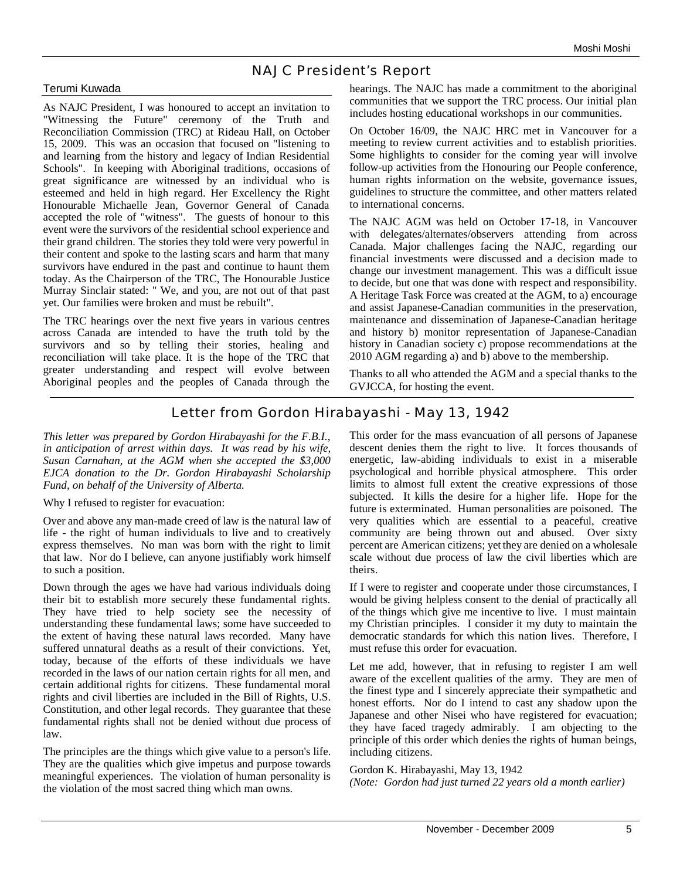## NAJC President's Report

Terumi Kuwada

As NAJC President, I was honoured to accept an invitation to "Witnessing the Future" ceremony of the Truth and Reconciliation Commission (TRC) at Rideau Hall, on October 15, 2009. This was an occasion that focused on "listening to and learning from the history and legacy of Indian Residential Schools". In keeping with Aboriginal traditions, occasions of great significance are witnessed by an individual who is esteemed and held in high regard. Her Excellency the Right Honourable Michaelle Jean, Governor General of Canada accepted the role of "witness". The guests of honour to this event were the survivors of the residential school experience and their grand children. The stories they told were very powerful in their content and spoke to the lasting scars and harm that many survivors have endured in the past and continue to haunt them today. As the Chairperson of the TRC, The Honourable Justice Murray Sinclair stated: " We, and you, are not out of that past yet. Our families were broken and must be rebuilt".

The TRC hearings over the next five years in various centres across Canada are intended to have the truth told by the survivors and so by telling their stories, healing and reconciliation will take place. It is the hope of the TRC that greater understanding and respect will evolve between Aboriginal peoples and the peoples of Canada through the hearings. The NAJC has made a commitment to the aboriginal communities that we support the TRC process. Our initial plan includes hosting educational workshops in our communities.

On October 16/09, the NAJC HRC met in Vancouver for a meeting to review current activities and to establish priorities. Some highlights to consider for the coming year will involve follow-up activities from the Honouring our People conference, human rights information on the website, governance issues, guidelines to structure the committee, and other matters related to international concerns.

The NAJC AGM was held on October 17-18, in Vancouver with delegates/alternates/observers attending from across Canada. Major challenges facing the NAJC, regarding our financial investments were discussed and a decision made to change our investment management. This was a difficult issue to decide, but one that was done with respect and responsibility. A Heritage Task Force was created at the AGM, to a) encourage and assist Japanese-Canadian communities in the preservation, maintenance and dissemination of Japanese-Canadian heritage and history b) monitor representation of Japanese-Canadian history in Canadian society c) propose recommendations at the 2010 AGM regarding a) and b) above to the membership.

Thanks to all who attended the AGM and a special thanks to the GVJCCA, for hosting the event.

## Letter from Gordon Hirabayashi - May 13, 1942

*This letter was prepared by Gordon Hirabayashi for the F.B.I., in anticipation of arrest within days. It was read by his wife, Susan Carnahan, at the AGM when she accepted the $3,000 EJCA donation to the Dr. Gordon Hirabayashi Scholarship Fund, on behalf of the University of Alberta.*

Why I refused to register for evacuation:

Over and above any man-made creed of law is the natural law of life - the right of human individuals to live and to creatively express themselves. No man was born with the right to limit that law. Nor do I believe, can anyone justifiably work himself to such a position.

Down through the ages we have had various individuals doing their bit to establish more securely these fundamental rights. They have tried to help society see the necessity of understanding these fundamental laws; some have succeeded to the extent of having these natural laws recorded. Many have suffered unnatural deaths as a result of their convictions. Yet, today, because of the efforts of these individuals we have recorded in the laws of our nation certain rights for all men, and certain additional rights for citizens. These fundamental moral rights and civil liberties are included in the Bill of Rights, U.S. Constitution, and other legal records. They guarantee that these fundamental rights shall not be denied without due process of law.

The principles are the things which give value to a person's life. They are the qualities which give impetus and purpose towards meaningful experiences. The violation of human personality is the violation of the most sacred thing which man owns.

This order for the mass evancuation of all persons of Japanese descent denies them the right to live. It forces thousands of energetic, law-abiding individuals to exist in a miserable psychological and horrible physical atmosphere. This order limits to almost full extent the creative expressions of those subjected. It kills the desire for a higher life. Hope for the future is exterminated. Human personalities are poisoned. The very qualities which are essential to a peaceful, creative community are being thrown out and abused. Over sixty percent are American citizens; yet they are denied on a wholesale scale without due process of law the civil liberties which are theirs.

If I were to register and cooperate under those circumstances, I would be giving helpless consent to the denial of practically all of the things which give me incentive to live. I must maintain my Christian principles. I consider it my duty to maintain the democratic standards for which this nation lives. Therefore, I must refuse this order for evacuation.

Let me add, however, that in refusing to register I am well aware of the excellent qualities of the army. They are men of the finest type and I sincerely appreciate their sympathetic and honest efforts. Nor do I intend to cast any shadow upon the Japanese and other Nisei who have registered for evacuation; they have faced tragedy admirably. I am objecting to the principle of this order which denies the rights of human beings, including citizens.

Gordon K. Hirabayashi, May 13, 1942
*(Note: Gordon had just turned 22 years old a month earlier)*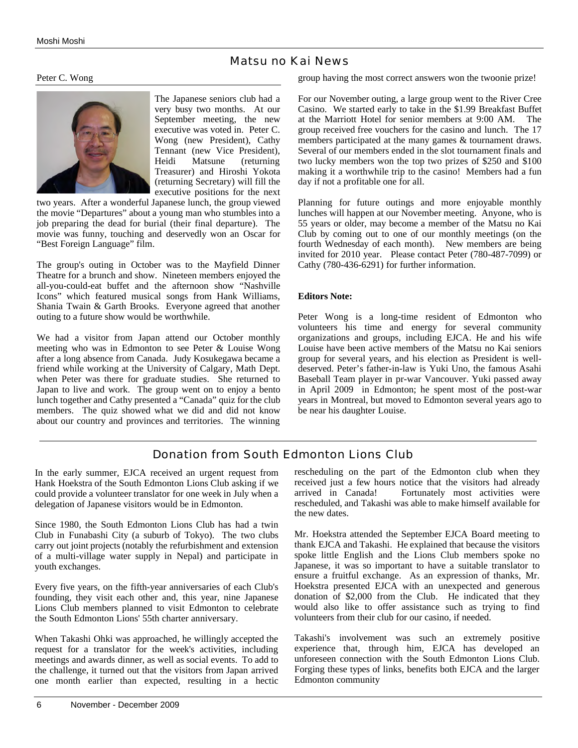## Matsu no Kai News

Peter C. Wong

The Japanese seniors club had a very busy two months. At our September meeting, the new executive was voted in. Peter C. Wong (new President), Cathy Tennant (new Vice President), Heidi Matsune (returning Treasurer) and Hiroshi Yokota (returning Secretary) will fill the executive positions for the next two years. After a wonderful Japanese lunch, the group viewed the movie "Departures" about a young man who stumbles into a job preparing the dead for burial (their final departure). The movie was funny, touching and deservedly won an Oscar for "Best Foreign Language" film.

The group's outing in October was to the Mayfield Dinner Theatre for a brunch and show. Nineteen members enjoyed the all-you-could-eat buffet and the afternoon show "Nashville Icons" which featured musical songs from Hank Williams, Shania Twain & Garth Brooks. Everyone agreed that another outing to a future show would be worthwhile.

We had a visitor from Japan attend our October monthly meeting who was in Edmonton to see Peter & Louise Wong after a long absence from Canada. Judy Kosukegawa became a friend while working at the University of Calgary, Math Dept. when Peter was there for graduate studies. She returned to Japan to live and work. The group went on to enjoy a bento lunch together and Cathy presented a "Canada" quiz for the club members. The quiz showed what we did and did not know about our country and provinces and territories. The winning group having the most correct answers won the twoonie prize!

For our November outing, a large group went to the River Cree Casino. We started early to take in the $1.99 Breakfast Buffet at the Marriott Hotel for senior members at 9:00 AM. The group received free vouchers for the casino and lunch. The 17 members participated at the many games & tournament draws. Several of our members ended in the slot tournament finals and two lucky members won the top two prizes of $250 and $100 making it a worthwhile trip to the casino! Members had a fun day if not a profitable one for all.

Planning for future outings and more enjoyable monthly lunches will happen at our November meeting. Anyone, who is 55 years or older, may become a member of the Matsu no Kai Club by coming out to one of our monthly meetings (on the fourth Wednesday of each month). New members are being invited for 2010 year. Please contact Peter (780-487-7099) or Cathy (780-436-6291) for further information.

**Editors Note:**

Peter Wong is a long-time resident of Edmonton who volunteers his time and energy for several community organizations and groups, including EJCA. He and his wife Louise have been active members of the Matsu no Kai seniors group for several years, and his election as President is well-deserved. Peter's father-in-law is Yuki Uno, the famous Asahi Baseball Team player in pr-war Vancouver. Yuki passed away in April 2009 in Edmonton; he spent most of the post-war years in Montreal, but moved to Edmonton several years ago to be near his daughter Louise.

## Donation from South Edmonton Lions Club

In the early summer, EJCA received an urgent request from Hank Hoekstra of the South Edmonton Lions Club asking if we could provide a volunteer translator for one week in July when a delegation of Japanese visitors would be in Edmonton.

Since 1980, the South Edmonton Lions Club has had a twin Club in Funabashi City (a suburb of Tokyo). The two clubs carry out joint projects (notably the refurbishment and extension of a multi-village water supply in Nepal) and participate in youth exchanges.

Every five years, on the fifth-year anniversaries of each Club's founding, they visit each other and, this year, nine Japanese Lions Club members planned to visit Edmonton to celebrate the South Edmonton Lions' 55th charter anniversary.

When Takashi Ohki was approached, he willingly accepted the request for a translator for the week's activities, including meetings and awards dinner, as well as social events. To add to the challenge, it turned out that the visitors from Japan arrived one month earlier than expected, resulting in a hectic rescheduling on the part of the Edmonton club when they received just a few hours notice that the visitors had already arrived in Canada! Fortunately most activities were rescheduled, and Takashi was able to make himself available for the new dates.

Mr. Hoekstra attended the September EJCA Board meeting to thank EJCA and Takashi. He explained that because the visitors spoke little English and the Lions Club members spoke no Japanese, it was so important to have a suitable translator to ensure a fruitful exchange. As an expression of thanks, Mr. Hoekstra presented EJCA with an unexpected and generous donation of $2,000 from the Club. He indicated that they would also like to offer assistance such as trying to find volunteers from their club for our casino, if needed.

Takashi's involvement was such an extremely positive experience that, through him, EJCA has developed an unforeseen connection with the South Edmonton Lions Club. Forging these types of links, benefits both EJCA and the larger Edmonton community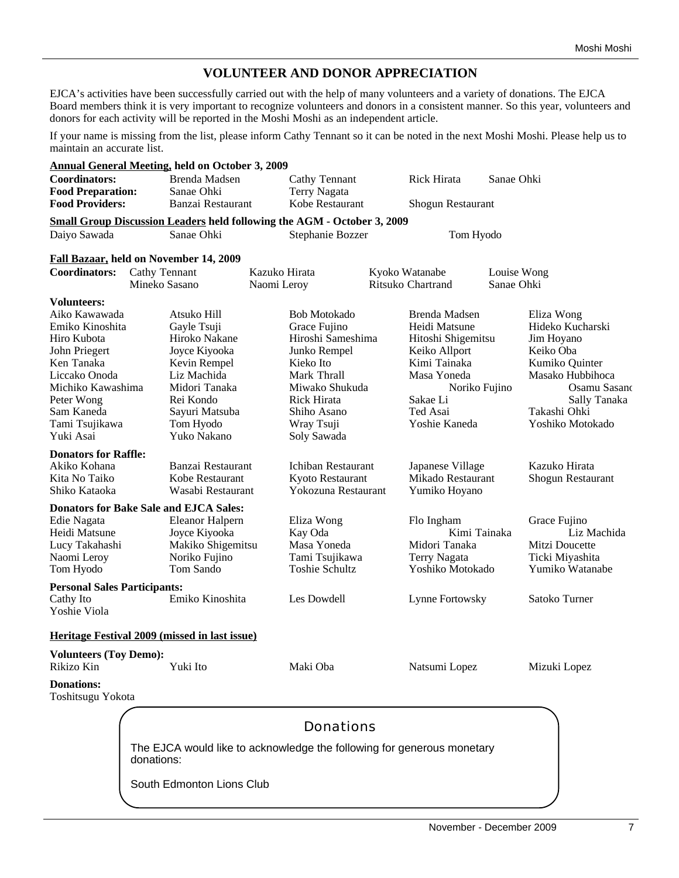## VOLUNTEER AND DONOR APPRECIATION

EJCA's activities have been successfully carried out with the help of many volunteers and a variety of donations. The EJCA Board members think it is very important to recognize volunteers and donors in a consistent manner. So this year, volunteers and donors for each activity will be reported in the Moshi Moshi as an independent article.

If your name is missing from the list, please inform Cathy Tennant so it can be noted in the next Moshi Moshi. Please help us to maintain an accurate list.

### Annual General Meeting, held on October 3, 2009

**Coordinators:** Brenda Madsen, Cathy Tennant, Rick Hirata, Sanae Ohki
**Food Preparation:** Sanae Ohki, Terry Nagata
**Food Providers:** Banzai Restaurant, Kobe Restaurant, Shogun Restaurant

### Small Group Discussion Leaders held following the AGM - October 3, 2009

Daiyo Sawada, Sanae Ohki, Stephanie Bozzer, Tom Hyodo

### Fall Bazaar, held on November 14, 2009

**Coordinators:** Cathy Tennant, Kazuko Hirata, Kyoko Watanabe, Louise Wong, Mineko Sasano, Naomi Leroy, Ritsuko Chartrand, Sanae Ohki

**Volunteers:**

| | | | | |
|---|---|---|---|---|
| Aiko Kawawada | Atsuko Hill | Bob Motokado | Brenda Madsen | Eliza Wong |
| Emiko Kinoshita | Gayle Tsuji | Grace Fujino | Heidi Matsune | Hideko Kucharski |
| Hiro Kubota | Hiroko Nakane | Hiroshi Sameshima | Hitoshi Shigemitsu | Jim Hoyano |
| John Priegert | Joyce Kiyooka | Junko Rempel | Keiko Allport | Keiko Oba |
| Ken Tanaka | Kevin Rempel | Kieko Ito | Kimi Tainaka | Kumiko Quinter |
| Liccako Onoda | Liz Machida | Mark Thrall | Masa Yoneda | Masako Hubbihoca |
| Michiko Kawashima | Midori Tanaka | Miwako Shukuda | Noriko Fujino | Osamu Sasano |
| Peter Wong | Rei Kondo | Rick Hirata | Sakae Li | Sally Tanaka |
| Sam Kaneda | Sayuri Matsuba | Shiho Asano | Ted Asai | Takashi Ohki |
| Tami Tsujikawa | Tom Hyodo | Wray Tsuji | Yoshie Kaneda | Yoshiko Motokado |
| Yuki Asai | Yuko Nakano | Soly Sawada | | |

**Donators for Raffle:**

| | | | | |
|---|---|---|---|---|
| Akiko Kohana | Banzai Restaurant | Ichiban Restaurant | Japanese Village | Kazuko Hirata |
| Kita No Taiko | Kobe Restaurant | Kyoto Restaurant | Mikado Restaurant | Shogun Restaurant |
| Shiko Kataoka | Wasabi Restaurant | Yokozuna Restaurant | Yumiko Hoyano | |

**Donators for Bake Sale and EJCA Sales:**

| | | | | |
|---|---|---|---|---|
| Edie Nagata | Eleanor Halpern | Eliza Wong | Flo Ingham | Grace Fujino |
| Heidi Matsune | Joyce Kiyooka | Kay Oda | Kimi Tainaka | Liz Machida |
| Lucy Takahashi | Makiko Shigemitsu | Masa Yoneda | Midori Tanaka | Mitzi Doucette |
| Naomi Leroy | Noriko Fujino | Tami Tsujikawa | Terry Nagata | Ticki Miyashita |
| Tom Hyodo | Tom Sando | Toshie Schultz | Yoshiko Motokado | Yumiko Watanabe |

**Personal Sales Participants:**

Cathy Ito, Emiko Kinoshita, Les Dowdell, Lynne Fortowsky, Satoko Turner, Yoshie Viola

### Heritage Festival 2009 (missed in last issue)

**Volunteers (Toy Demo):**

Rikizo Kin, Yuki Ito, Maki Oba, Natsumi Lopez, Mizuki Lopez

**Donations:**

Toshitsugu Yokota

### Donations

The EJCA would like to acknowledge the following for generous monetary donations:

South Edmonton Lions Club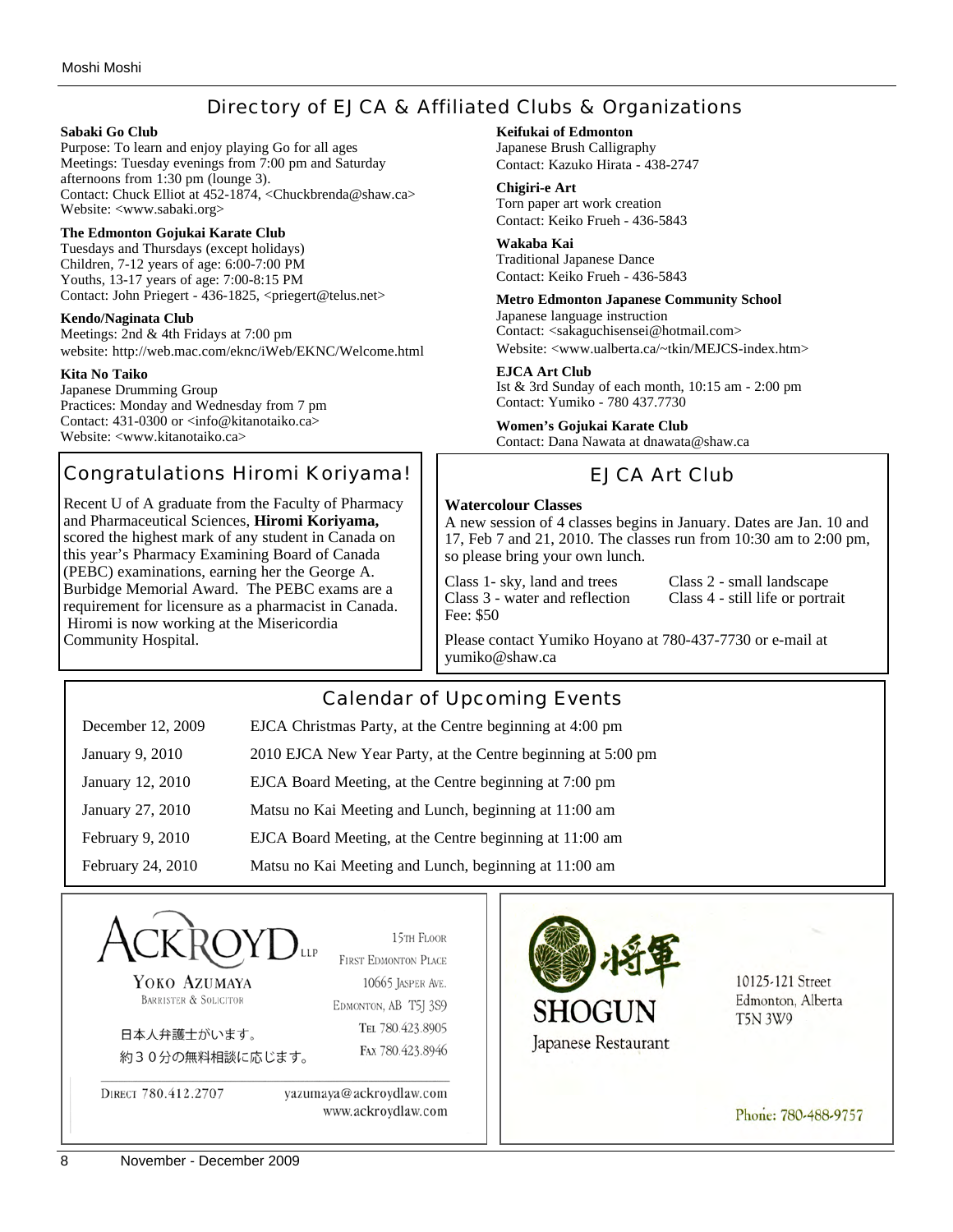## Directory of EJCA & Affiliated Clubs & Organizations

**Sabaki Go Club**
Purpose: To learn and enjoy playing Go for all ages
Meetings: Tuesday evenings from 7:00 pm and Saturday afternoons from 1:30 pm (lounge 3).
Contact: Chuck Elliot at 452-1874, <Chuckbrenda@shaw.ca>
Website: <www.sabaki.org>

**The Edmonton Gojukai Karate Club**
Tuesdays and Thursdays (except holidays)
Children, 7-12 years of age: 6:00-7:00 PM
Youths, 13-17 years of age: 7:00-8:15 PM
Contact: John Priegert - 436-1825, <priegert@telus.net>

**Kendo/Naginata Club**
Meetings: 2nd & 4th Fridays at 7:00 pm
website: http://web.mac.com/eknc/iWeb/EKNC/Welcome.html

**Kita No Taiko**
Japanese Drumming Group
Practices: Monday and Wednesday from 7 pm
Contact: 431-0300 or <info@kitanotaiko.ca>
Website: <www.kitanotaiko.ca>

**Keifukai of Edmonton**
Japanese Brush Calligraphy
Contact: Kazuko Hirata - 438-2747

**Chigiri-e Art**
Torn paper art work creation
Contact: Keiko Frueh - 436-5843

**Wakaba Kai**
Traditional Japanese Dance
Contact: Keiko Frueh - 436-5843

**Metro Edmonton Japanese Community School**
Japanese language instruction
Contact: <sakaguchisensei@hotmail.com>
Website: <www.ualberta.ca/~tkin/MEJCS-index.htm>

**EJCA Art Club**
Ist & 3rd Sunday of each month, 10:15 am - 2:00 pm
Contact: Yumiko - 780 437.7730

**Women's Gojukai Karate Club**
Contact: Dana Nawata at dnawata@shaw.ca

## Congratulations Hiromi Koriyama!

Recent U of A graduate from the Faculty of Pharmacy and Pharmaceutical Sciences, **Hiromi Koriyama,** scored the highest mark of any student in Canada on this year's Pharmacy Examining Board of Canada (PEBC) examinations, earning her the George A. Burbidge Memorial Award. The PEBC exams are a requirement for licensure as a pharmacist in Canada. Hiromi is now working at the Misericordia Community Hospital.

## EJCA Art Club

**Watercolour Classes**

A new session of 4 classes begins in January. Dates are Jan. 10 and 17, Feb 7 and 21, 2010. The classes run from 10:30 am to 2:00 pm, so please bring your own lunch.

Class 1- sky, land and trees
Class 2 - small landscape
Class 3 - water and reflection
Class 4 - still life or portrait
Fee: $50

Please contact Yumiko Hoyano at 780-437-7730 or e-mail at yumiko@shaw.ca

## Calendar of Upcoming Events

| Date | Event |
|---|---|
| December 12, 2009 | EJCA Christmas Party, at the Centre beginning at 4:00 pm |
| January 9, 2010 | 2010 EJCA New Year Party, at the Centre beginning at 5:00 pm |
| January 12, 2010 | EJCA Board Meeting, at the Centre beginning at 7:00 pm |
| January 27, 2010 | Matsu no Kai Meeting and Lunch, beginning at 11:00 am |
| February 9, 2010 | EJCA Board Meeting, at the Centre beginning at 11:00 am |
| February 24, 2010 | Matsu no Kai Meeting and Lunch, beginning at 11:00 am |

ACKROYD LLP
YOKO AZUMAYA
BARRISTER & SOLICITOR
日本人弁護士がいます。
約30分の無料相談に応じます。
15TH FLOOR
FIRST EDMONTON PLACE
10665 JASPER AVE.
EDMONTON, AB T5J 3S9
TEL 780.423.8905
FAX 780.423.8946
DIRECT 780.412.2707
yazumaya@ackroydlaw.com
www.ackroydlaw.com

将軍
SHOGUN
Japanese Restaurant
10125-121 Street
Edmonton, Alberta
T5N 3W9
Phone: 780-488-9757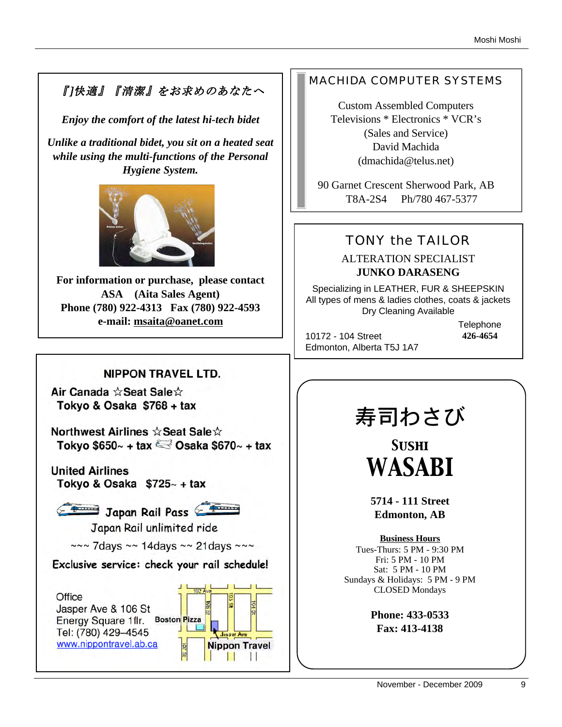*『]快適』『清潔』をお求めのあなたへ*

***Enjoy the comfort of the latest hi-tech bidet***

***Unlike a traditional bidet, you sit on a heated seat while using the multi-functions of the Personal Hygiene System.***

**For information or purchase, please contact**
**ASA (Aita Sales Agent)**
**Phone (780) 922-4313 Fax (780) 922-4593**
**e-mail: msaita@oanet.com**

## MACHIDA COMPUTER SYSTEMS

Custom Assembled Computers
Televisions * Electronics * VCR's
(Sales and Service)
David Machida
(dmachida@telus.net)

90 Garnet Crescent Sherwood Park, AB
T8A-2S4 Ph/780 467-5377

## TONY the TAILOR

ALTERATION SPECIALIST
**JUNKO DARASENG**

Specializing in LEATHER, FUR & SHEEPSKIN
All types of mens & ladies clothes, coats & jackets
Dry Cleaning Available

10172 - 104 Street
Edmonton, Alberta T5J 1A7

Telephone
**426-4654**

## NIPPON TRAVEL LTD.

**Air Canada ☆Seat Sale☆**
**Tokyo & Osaka $768 + tax**

**Northwest Airlines ☆Seat Sale☆**
**Tokyo $650~ + tax Osaka $670~ + tax**

**United Airlines**
**Tokyo & Osaka $725~ + tax**

**Japan Rail Pass**
Japan Rail unlimited ride
~~~ 7days ~~ 14days ~~ 21days ~~~

**Exclusive service: check your rail schedule!**

Office
Jasper Ave & 106 St
Energy Square 1flr.
Tel: (780) 429–4545
www.nippontravel.ab.ca

102 Ave, 106 St, 105 St, 104 St, 107 St, Jasper Ave, Boston Pizza, Nippon Travel

## 寿司わさび

## SUSHI WASABI

**5714 - 111 Street**
**Edmonton, AB**

**Business Hours**
Tues-Thurs: 5 PM - 9:30 PM
Fri: 5 PM - 10 PM
Sat: 5 PM - 10 PM
Sundays & Holidays: 5 PM - 9 PM
CLOSED Mondays

**Phone: 433-0533**
**Fax: 413-4138**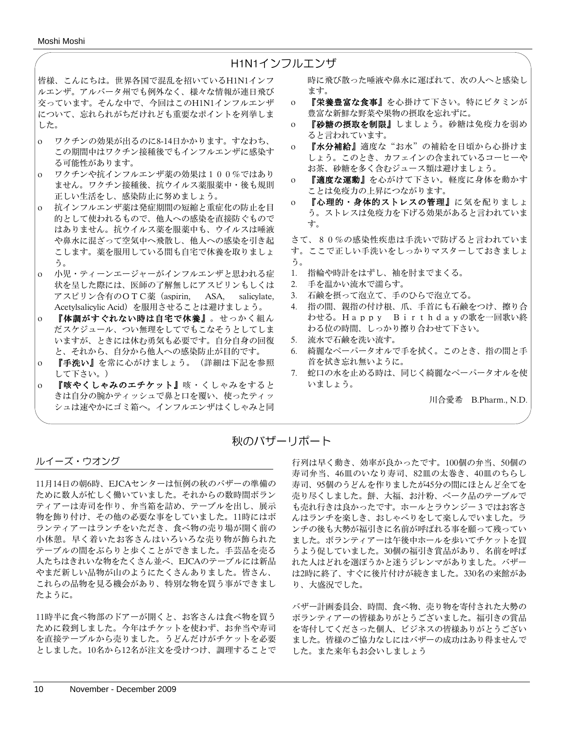## H1N1インフルエンザ

皆様、こんにちは。世界各国で混乱を招いているH1N1インフルエンザ。アルバータ州でも例外なく、様々な情報が連日飛び交っています。そんな中で、今回はこのH1N1インフルエンザについて、忘れられがちだけれども重要なポイントを列挙しました。

- ワクチンの効果が出るのに8-14日かかります。すなわち、この期間中はワクチン接種後でもインフルエンザに感染する可能性があります。
- ワクチンや抗インフルエンザ薬の効果は１００％ではありません。ワクチン接種後、抗ウイルス薬服薬中・後も規則正しい生活をし、感染防止に努めましょう。
- 抗インフルエンザ薬は発症期間の短縮と重症化の防止を目的として使われるもので、他人への感染を直接防ぐものではありません。抗ウイルス薬を服薬中も、ウイルスは唾液や鼻水に混ざって空気中へ飛散し、他人への感染を引き起こします。薬を服用している間も自宅で休養を取りましょう。
- 小児・ティーンエージャーがインフルエンザと思われる症状を呈した際には、医師の了解無しにアスピリンもしくはアスピリン含有のＯＴＣ薬（aspirin, ASA, salicylate, Acetylsalicylic Acid）を服用させることは避けましょう。
- **『体調がすぐれない時は自宅で休養』**。せっかく組んだスケジュール、つい無理をしてでもこなそうとしてしまいますが、ときには休む勇気も必要です。自分自身の回復と、それから、自分から他人への感染防止が目的です。
- **『手洗い』**を常に心がけましょう。（詳細は下記を参照して下さい。）
- **『咳やくしゃみのエチケット』**咳・くしゃみをするときは自分の腕かティッシュで鼻と口を覆い、使ったティッシュは速やかにゴミ箱へ。インフルエンザはくしゃみと同時に飛び散った唾液や鼻水に運ばれて、次の人へと感染します。
- **『栄養豊富な食事』**を心掛けて下さい。特にビタミンが豊富な新鮮な野菜や果物の摂取を忘れずに。
- **『砂糖の摂取を制限』**しましょう。砂糖は免疫力を弱めると言われています。
- **『水分補給』**適度な"お水"の補給を日頃から心掛けましょう。このとき、カフェインの含まれているコーヒーやお茶、砂糖を多く含むジュース類は避けましょう。
- **『適度な運動』**を心がけて下さい。軽度に身体を動かすことは免疫力の上昇につながります。
- **『心理的・身体的ストレスの管理』**に気を配りましょう。ストレスは免疫力を下げる効果があると言われています。

さて、８０％の感染性疾患は手洗いで防げると言われています。ここで正しい手洗いをしっかりマスターしておきましょう。

1. 指輪や時計をはずし、袖を肘までまくる。
2. 手を温かい流水で濡らす。
3. 石鹸を摂って泡立て、手のひらで泡立てる。
4. 指の間、親指の付け根、爪、手首にも石鹸をつけ、擦り合わせる。Ｈａｐｐｙ　Ｂｉｒｔｈｄａｙの歌を一回歌い終わる位の時間、しっかり擦り合わせて下さい。
5. 流水で石鹸を洗い流す。
6. 綺麗なペーパータオルで手を拭く。このとき、指の間と手首を拭き忘れ無いように。
7. 蛇口の水を止める時は、同じく綺麗なペーパータオルを使いましょう。

川合愛希　B.Pharm., N.D.

## 秋のバザーリポート

ルイーズ・ウオング

11月14日の朝6時、EJCAセンターは恒例の秋のバザーの準備のために数人が忙しく働いていました。それからの数時間ボランティアーは寿司を作り、弁当箱を詰め、テーブルを出し、展示物を飾り付け、その他の必要な事をしていました。11時にはボランティアーはランチをいただき、食べ物の売り場が開く前の小休憩。早く着いたお客さんはいろいろな売り物が飾られたテーブルの間をぶらりと歩くことができました。手芸品を売る人たちはきれいな物をたくさん並べ、EJCAのテーブルには新品やまだ新しい品物が山のようにたくさんありました。皆さん、これらの品物を見る機会があり、特別な物を買う事ができましたように。

11時半に食べ物部のドアーが開くと、お客さんは食べ物を買うために殺到しました。今年はチケットを使わず、お弁当や寿司を直接テーブルから売りました。うどんだけがチケットを必要としました。10名から12名が注文を受けつけ、調理することで行列は早く動き、効率が良かったです。100個の弁当、50個の寿司弁当、46皿のいなり寿司、82皿の太巻き、40皿のちらし寿司、95個のうどんを作りましたが45分の間にほとんど全てを売り尽くしました。餅、大福、お汁粉、ベーク品のテーブルでも売れ行きは良かったです。ホールとラウンジー３ではお客さんはランチを楽しき、おしゃべりをして楽しんでいました。ランチの後も大勢が福引きに名前が呼ばれる事を願って残っていました。ボランティアーは午後中ホールを歩いてチケットを買うよう促していました。30個の福引き賞品があり、名前を呼ばれた人はどれを選ぼうかと迷うジレンマがありました。バザーは2時に終了、すぐに後片付けが続きました。330名の来館があり、大盛況でした。

バザー計画委員会、時間、食べ物、売り物を寄付された大勢のボランティアーの皆様ありがとうございました。福引きの賞品を寄付してくださった個人、ビジネスの皆様ありがとうございました。皆様のご協力なしにはバザーの成功はあり得ませんでした。また来年もお会いしましょう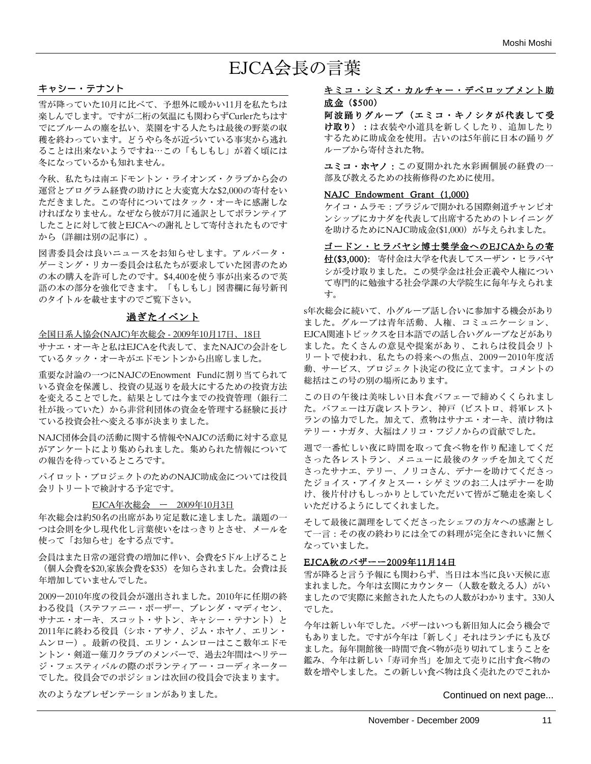# EJCA会長の言葉

## キャシー・テナント

雪が降っていた10月に比べて、予想外に暖かい11月を私たちは楽しんでします。ですが二桁の気温にも関わらずCurlerたちはすでにブルームの塵を払い、菜園をする人たちは最後の野菜の収穫を終わっています。どうやら冬が近づいている事実から逃れることは出来ないようですね…この「もしもし」が着く頃には冬になっているかも知れません。

今秋、私たちは南エドモントン・ライオンズ・クラブから会の運営とプログラム経費の助けにと大変寛大な$2,000の寄付をいただきました。この寄付についてはタック・オーキに感謝しなければなりません。なぜなら彼が7月に通訳としてボランティアしたことに対して彼とEJCAへの謝礼として寄付されたものですから（詳細は別の記事に）。

図書委員会は良いニュースをお知らせします。アルバータ・ゲーミング・リカー委員会は私たちが要求していた図書のための本の購入を許可したのです。$4,400を使う事が出来るので英語の本の部分を強化できます。「もしもし」図書欄に毎号新刊のタイトルを載せますのでご覧下さい。

### 過ぎたイベント

全国日系人協会(NAJC)年次総会 - 2009年10月17日、18日

サナエ・オーキと私はEJCAを代表して、またNAJCの会計をしているタック・オーキがエドモントンから出席しました。

重要な討論の一つにNAJCのEnowment Fundに割り当てられている資金を保護し、投資の見返りを最大にするための投資方法を変えることでした。結果としては今までの投資管理（銀行二社が扱っていた）から非営利団体の資金を管理する経験に長けている投資会社へ変える事が決まりました。

NAJC団体会員の活動に関する情報やNAJCの活動に対する意見がアンケートにより集められました。集められた情報についての報告を待っているところです。

パイロット・プロジェクトのためのNAJC助成金については役員会リトリートで検討する予定です。

EJCA年次総会　ー　2009年10月3日

年次総会は約50名の出席があり定足数に達しました。議題の一つは会則を少し現代化し言葉使いをはっきりとさせ、メールを使って「お知らせ」をする点です。

会員はまた日常の運営費の増加に伴い、会費を5ドル上げること（個人会費を$20,家族会費を$35）を知らされました。会費は長年増加していませんでした。

2009ー2010年度の役員会が選出されました。2010年に任期の終わる役員（ステファニー・ボーザー、ブレンダ・マディセン、サナエ・オーキ、スコット・サトン、キャシー・テナント）と2011年に終わる役員（シホ・アサノ、ジム・ホヤノ、エリン・ムンロー）。最新の役員、エリン・ムンローはここ数年エドモントン・剣道ー薙刀クラブのメンバーで、過去2年間はヘリテージ・フェスティバルの際のボランティアー・コーディネーターでした。役員会でのポジションは次回の役員会で決まります。

次のようなプレゼンテーションがありました。

キミコ・シミズ・カルチャー・デベロップメント助成金（$500）

**阿波踊りグループ（エミコ・キノシタが代表して受け取り）**：は衣装や小道具を新しくしたり、追加したりするために助成金を使用。古いのは5年前に日本の踊りグループから寄付された物。

**ユミコ・ホヤノ**：この夏開かれた水彩画個展の経費の一部及び教えるための技術修得のために使用。

NAJC Endowment Grant（1,000)

ケイコ・ムラモ：ブラジルで開かれる国際剣道チャンピオンシップにカナダを代表して出席するためのトレイニングを助けるためにNAJC助成金($1,000）が与えられました。

**ゴードン・ヒラバヤシ博士奨学金へのEJCAからの寄付($3,000)**: 寄付金は大学を代表してスーザン・ヒラバヤシが受け取りました。この奨学金は社会正義や人権について専門的に勉強する社会学課の大学院生に毎年与えられます。

s年次総会に続いて、小グループ話し合いに参加する機会がありました。グループは青年活動、人権、コミュニケーション、EJCA関連トピックスを日本語での話し合いグループなどがありました。たくさんの意見や提案があり、これらは役員会リトリートで使われ、私たちの将来への焦点、2009ー2010年度活動、サービス、プロジェクト決定の役に立てます。コメントの総括はこの号の別の場所にあります。

この日の午後は美味しい日本食バフェーで締めくくられました。バフェーは万歳レストラン、神戸（ビストロ、将軍レストランの協力でした。加えて、煮物はサナエ・オーキ、漬け物はテリー・ナガタ、大福はノリコ・フジノからの貢献でした。

週で一番忙しい夜に時間を取って食べ物を作り配達してくださった各レストラン、メニューに最後のタッチを加えてくださったサナエ、テリー、ノリコさん、デナーを助けてくださったジョイス・アイタとスー・シゲミツのお二人はデナーを助け、後片付けもしっかりとしていただいて皆がご馳走を楽しくいただけるようにしてくれました。

そして最後に調理をしてくださったシェフの方々への感謝として一言：その夜の終わりには全ての料理が完全にきれいに無くなっていました。

**EJCA秋のバザーー2009年11月14日**

雪が降ると言う予報にも関わらず、当日は本当に良い天候に恵まれました。今年は玄関にカウンター（人数を数える人）がいましたので実際に来館された人たちの人数がわかります。330人でした。

今年は新しい年でした。バザーはいつも新旧知人に会う機会でもありました。ですが今年は「新しく」それはランチにも及びました。毎年開館後一時間で食べ物が売り切れてしまうことを鑑み、今年は新しい「寿司弁当」を加えて売りに出す食べ物の数を増やしました。この新しい食べ物は良く売れたのでこれか

Continued on next page...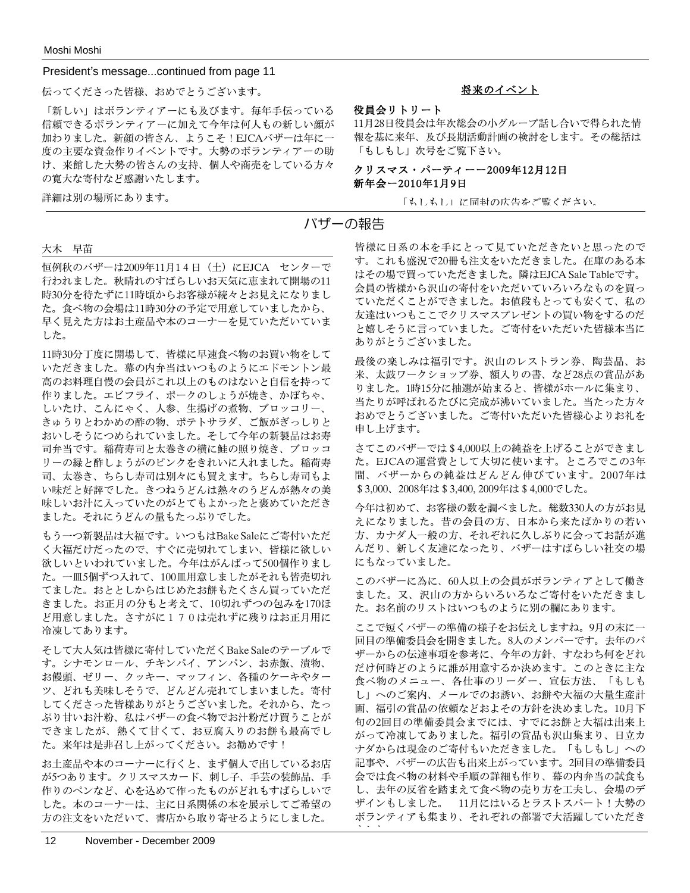President's message...continued from page 11

伝ってくださった皆様、おめでとうございます。

「新しい」はボランティアーにも及びます。毎年手伝っている信頼できるボランティアーに加えて今年は何人もの新しい顔が加わりました。新顔の皆さん、ようこそ！EJCAバザーは年に一度の主要な資金作りイベントです。大勢のボランティアーの助け、来館した大勢の皆さんの支持、個人や商売をしている方々の寛大な寄付など感謝いたします。

詳細は別の場所にあります。

## 将来のイベント

**役員会リトリート**

11月28日役員会は年次総会の小グループ話し合いで得られた情報を基に来年、及び長期活動計画の検討をします。その総括は「もしもし」次号をご覧下さい。

**クリスマス・パーティーー2009年12月12日**
**新年会ー2010年1月9日**

「もしもし」に同封の広告をご覧ください。

# バザーの報告

大木　早苗

恒例秋のバザーは2009年11月１４日（土）にEJCA　センターで行われました。秋晴れのすばらしいお天気に恵まれて開場の11時30分を待たずに11時頃からお客様が続々とお見えになりました。食べ物の会場は11時30分の予定で用意していましたから、早く見えた方はお土産品や本のコーナーを見ていただいていました。

11時30分丁度に開場して、皆様に早速食べ物のお買い物をしていただきました。幕の内弁当はいつものようにエドモントン最高のお料理自慢の会員がこれ以上のものはないと自信を持って作りました。エビフライ、ポークのしょうが焼き、かぼちゃ、しいたけ、こんにゃく、人参、生揚げの煮物、ブロッコリー、きゅうりとわかめの酢の物、ポテトサラダ、ご飯がぎっしりとおいしそうにつめられていました。そして今年の新製品はお寿司弁当です。稲荷寿司と太巻きの横に鮭の照り焼き、ブロッコリーの緑と酢しょうがのピンクをきれいに入れました。稲荷寿司、太巻き、ちらし寿司は別々にも買えます。ちらし寿司もよい味だと好評でした。きつねうどんは熱々のうどんが熱々の美味しいお汁に入っていたのがとてもよかったと褒めていただきました。それにうどんの量もたっぷりでした。

もう一つ新製品は大福です。いつもはBake Saleにご寄付いただく大福だけだったので、すぐに売切れてしまい、皆様に欲しい欲しいといわれていました。今年はがんばって500個作りました。一皿5個ずつ入れて、100皿用意しましたがそれも皆売切れてました。おとといしからはじめたお餅もたくさん買っていただきました。お正月の分もと考えて、10切れずつの包みを170ほど用意しました。さすがに１７０は売れずに残りはお正月用に冷凍してあります。

そして大人気は皆様に寄付していただくBake Saleのテーブルです。シナモンロール、チキンパイ、アンパン、お赤飯、漬物、お饅頭、ゼリー、クッキー、マッフィン、各種のケーキやターツ、どれも美味しそうで、どんどん売れてしまいました。寄付してくださった皆様ありがとうございました。それから、たっぷり甘いお汁粉、私はバザーの食べ物でお汁粉だけ買うことができましたが、熱くて甘くて、お豆腐入りのお餅も最高でした。来年は是非召し上がってください。お勧めです！

お土産品や本のコーナーに行くと、まず個人で出しているお店が5つあります。クリスマスカード、刺し子、手芸の装飾品、手作りのペンなど、心を込めて作ったものがどれもすばらしいでした。本のコーナーは、主に日系関係の本を展示してご希望の方の注文をいただいて、書店から取り寄せるようにしました。皆様に日系の本を手にとって見ていただきたいと思ったのです。これも盛況で20冊も注文をいただきました。在庫のある本はその場で買っていただきました。隣はEJCA Sale Tableです。会員の皆様から沢山の寄付をいただいていろいろなものを買っていただくことができました。お値段もとっても安くて、私の友達はいつもここでクリスマスプレゼントの買い物をするのだと嬉しそうに言っていました。ご寄付をいただいた皆様本当にありがとうございました。

最後の楽しみは福引です。沢山のレストラン券、陶芸品、お米、太鼓ワークショップ券、額入りの書、など28点の賞品がありました。1時15分に抽選が始まると、皆様がホールに集まり、当たりが呼ばれるたびに完成が沸いていました。当たった方々おめでとうございました。ご寄付いただいた皆様心よりお礼を申し上げます。

さてこのバザーでは＄4,000以上の純益を上げることができました。EJCAの運営費として大切に使います。ところでこの3年間、バザーからの純益はどんどん伸びています。2007年は＄3,000、2008年は＄3,400, 2009年は＄4,000でした。

今年は初めて、お客様の数を調べました。総数330人の方がお見えになりました。昔の会員の方、日本から来たばかりの若い方、カナダ人一般の方、それぞれに久しぶりに会ってお話が進んだり、新しく友達になったり、バザーはすばらしい社交の場にもなっていました。

このバザーに為に、60人以上の会員がボランティアとして働きました。又、沢山の方からいろいろなご寄付をいただきました。お名前のリストはいつものように別の欄にあります。

ここで短くバザーの準備の様子をお伝えしますね。9月の末に一回目の準備委員会を開きました。8人のメンバーです。去年のバザーからの伝達事項を参考に、今年の方針、すなわち何をどれだけ何時どのように誰が用意するか決めます。このときに主な食べ物のメニュー、各仕事のリーダー、宣伝方法、「もしもし」へのご案内、メールでのお誘い、お餅や大福の大量生産計画、福引の賞品の依頼などおよその方針を決めました。10月下旬の2回目の準備委員会までには、すでにお餅と大福は出来上がって冷凍してありました。福引の賞品も沢山集まり、日立カナダからは現金のご寄付もいただきました。「もしもし」への記事や、バザーの広告も出来上がっています。2回目の準備委員会では食べ物の材料や手順の詳細も作り、幕の内弁当の試食もし、去年の反省を踏まえて食べ物の売り方を工夫し、会場のデザインもしました。　11月にはいるとラストスパート！大勢のボランティアも集まり、それぞれの部署で大活躍していただき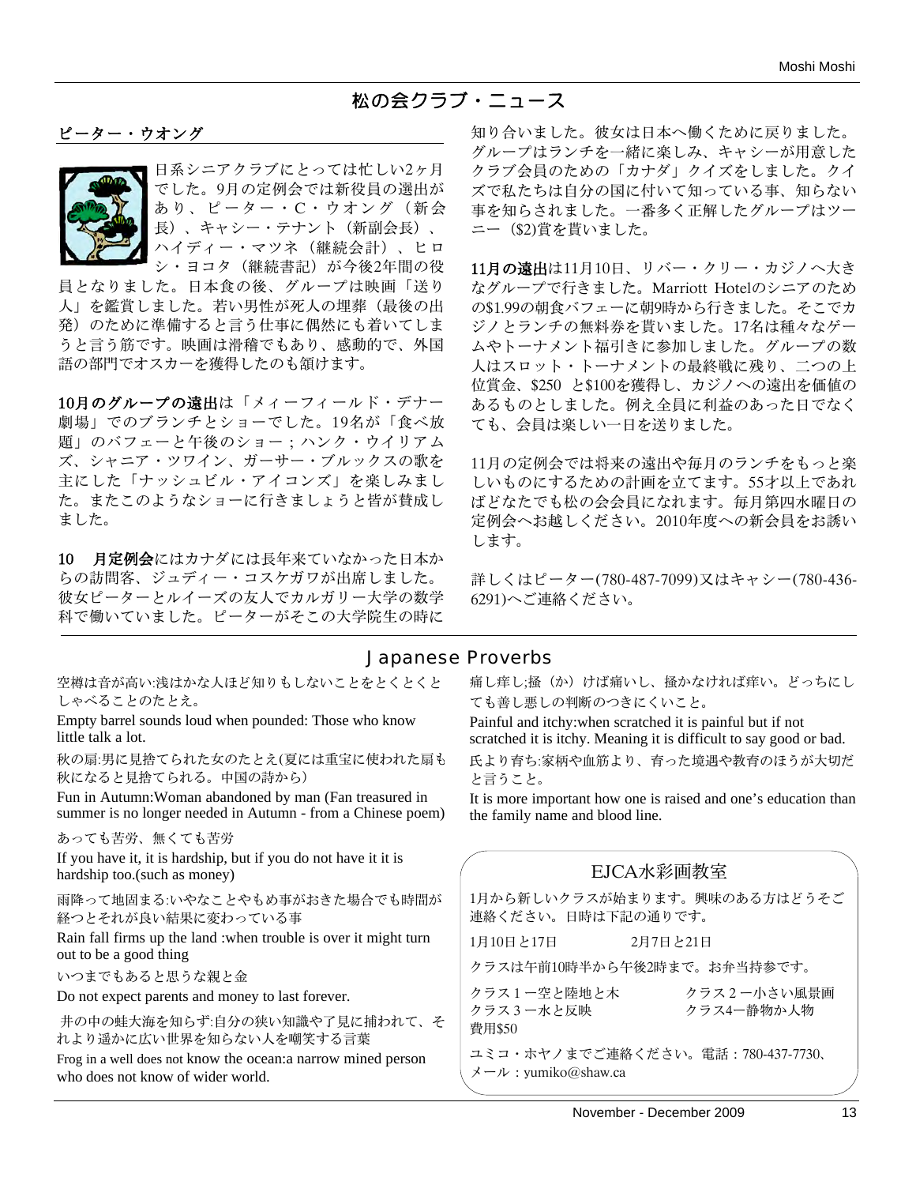# 松の会クラブ・ニュース

## ピーター・ウオング

日系シニアクラブにとっては忙しい2ヶ月でした。9月の定例会では新役員の選出があり、ピーター・C・ウオング（新会長）、キャシー・テナント（新副会長）、ハイディー・マツネ（継続会計）、ヒロシ・ヨコタ（継続書記）が今後2年間の役員となりました。日本食の後、グループは映画「送り人」を鑑賞しました。若い男性が死人の埋葬（最後の出発）のために準備すると言う仕事に偶然にも着いてしまうと言う筋です。映画は滑稽でもあり、感動的で、外国語の部門でオスカーを獲得したのも頷けます。

**10月のグループの遠出**は「メィーフィールド・デナー劇場」でのブランチとショーでした。19名が「食べ放題」のバフェーと午後のショー；ハンク・ウイリアムズ、シャニア・ツワイン、ガーサー・ブルックスの歌を主にした「ナッシュビル・アイコンズ」を楽しみました。またこのようなショーに行きましょうと皆が賛成しました。

**10　月定例会**にはカナダには長年来ていなかった日本からの訪問客、ジュディー・コスケガワが出席しました。彼女ピーターとルイーズの友人でカルガリー大学の数学科で働いていました。ピーターがそこの大学院生の時に知り合いました。彼女は日本へ働くために戻りました。グループはランチを一緒に楽しみ、キャシーが用意したクラブ会員のための「カナダ」クイズをしました。クイズで私たちは自分の国に付いて知っている事、知らない事を知らされました。一番多く正解したグループはツーニー（$2)賞を貰いました。

**11月の遠出**は11月10日、リバー・クリー・カジノへ大きなグループで行きました。Marriott Hotelのシニアのための$1.99の朝食バフェーに朝9時から行きました。そこでカジノとランチの無料券を貰いました。17名は種々なゲームやトーナメント福引きに参加しました。グループの数人はスロット・トーナメントの最終戦に残り、二つの上位賞金、$250 と$100を獲得し、カジノへの遠出を価値のあるものとしました。例え全員に利益のあった日でなくても、会員は楽しい一日を送りました。

11月の定例会では将来の遠出や毎月のランチをもっと楽しいものにするための計画を立てます。55才以上であればどなたでも松の会会員になれます。毎月第四水曜日の定例会へお越しください。2010年度への新会員をお誘いします。

詳しくはピーター(780-487-7099)又はキャシー(780-436-6291)へご連絡ください。

# Japanese Proverbs

空樽は音が高い:浅はかな人ほど知りもしないことをとくとくとしゃべることのたとえ。

Empty barrel sounds loud when pounded: Those who know little talk a lot.

秋の扇:男に見捨てられた女のたとえ(夏には重宝に使われた扇も秋になると見捨てられる。中国の詩から）

Fun in Autumn:Woman abandoned by man (Fan treasured in summer is no longer needed in Autumn - from a Chinese poem)

あっても苦労、無くても苦労

If you have it, it is hardship, but if you do not have it it is hardship too.(such as money)

雨降って地固まる:いやなことやもめ事がおきた場合でも時間が経つとそれが良い結果に変わっている事

Rain fall firms up the land :when trouble is over it might turn out to be a good thing

いつまでもあると思うな親と金

Do not expect parents and money to last forever.

井の中の蛙大海を知らず:自分の狭い知識や了見に捕われて、それより遥かに広い世界を知らない人を嘲笑する言葉

Frog in a well does not know the ocean:a narrow mined person who does not know of wider world.

痛し痒し;掻（か）けば痛いし、掻かなければ痒い。どっちにしても善し悪しの判断のつきにくいこと。

Painful and itchy:when scratched it is painful but if not scratched it is itchy. Meaning it is difficult to say good or bad.

氏より育ち:家柄や血筋より、育った境遇や教育のほうが大切だと言うこと。

It is more important how one is raised and one's education than the family name and blood line.

## EJCA水彩画教室

1月から新しいクラスが始まります。興味のある方はどうそご連絡ください。日時は下記の通りです。

1月10日と17日　　　2月7日と21日

クラスは午前10時半から午後2時まで。お弁当持参です。

クラス１ー空と陸地と木　　　クラス２ー小さい風景画
クラス３ー水と反映　　　　　クラス4ー静物か人物
費用$50

ユミコ・ホヤノまでご連絡ください。電話：780-437-7730、メール：yumiko@shaw.ca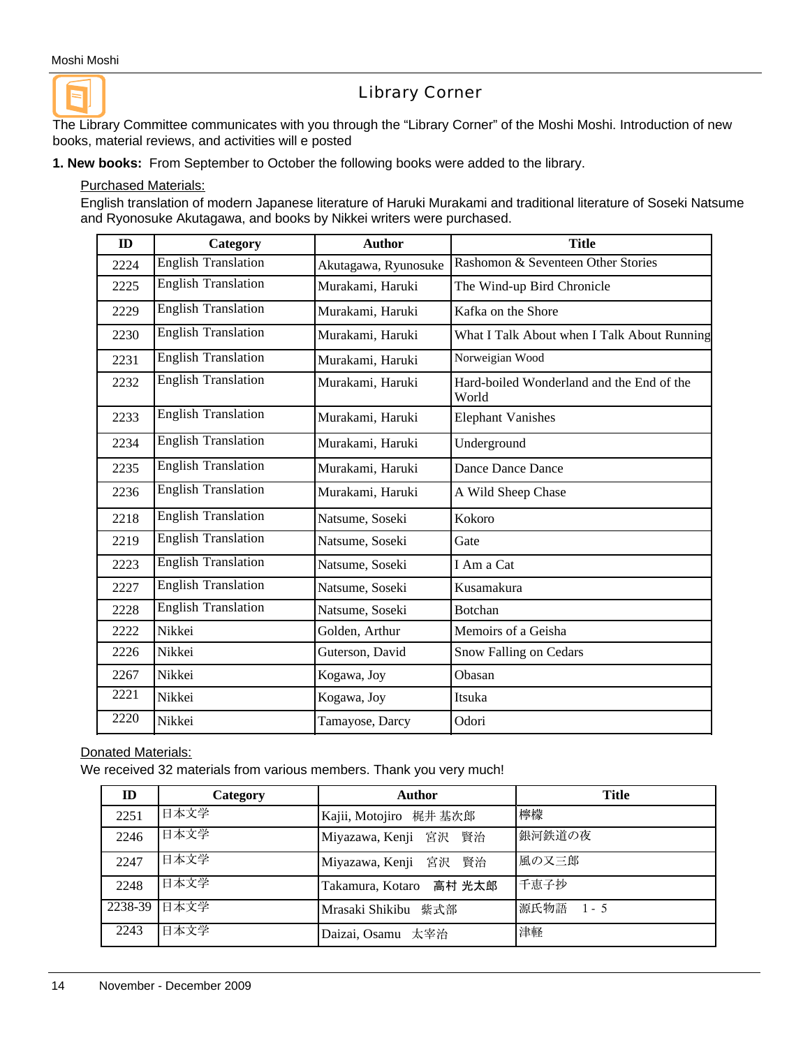# Library Corner

The Library Committee communicates with you through the "Library Corner" of the Moshi Moshi. Introduction of new books, material reviews, and activities will e posted

**1. New books:** From September to October the following books were added to the library.

Purchased Materials:

English translation of modern Japanese literature of Haruki Murakami and traditional literature of Soseki Natsume and Ryonosuke Akutagawa, and books by Nikkei writers were purchased.

| ID | Category | Author | Title |
|---|---|---|---|
| 2224 | English Translation | Akutagawa, Ryunosuke | Rashomon & Seventeen Other Stories |
| 2225 | English Translation | Murakami, Haruki | The Wind-up Bird Chronicle |
| 2229 | English Translation | Murakami, Haruki | Kafka on the Shore |
| 2230 | English Translation | Murakami, Haruki | What I Talk About when I Talk About Running |
| 2231 | English Translation | Murakami, Haruki | Norweigian Wood |
| 2232 | English Translation | Murakami, Haruki | Hard-boiled Wonderland and the End of the World |
| 2233 | English Translation | Murakami, Haruki | Elephant Vanishes |
| 2234 | English Translation | Murakami, Haruki | Underground |
| 2235 | English Translation | Murakami, Haruki | Dance Dance Dance |
| 2236 | English Translation | Murakami, Haruki | A Wild Sheep Chase |
| 2218 | English Translation | Natsume, Soseki | Kokoro |
| 2219 | English Translation | Natsume, Soseki | Gate |
| 2223 | English Translation | Natsume, Soseki | I Am a Cat |
| 2227 | English Translation | Natsume, Soseki | Kusamakura |
| 2228 | English Translation | Natsume, Soseki | Botchan |
| 2222 | Nikkei | Golden, Arthur | Memoirs of a Geisha |
| 2226 | Nikkei | Guterson, David | Snow Falling on Cedars |
| 2267 | Nikkei | Kogawa, Joy | Obasan |
| 2221 | Nikkei | Kogawa, Joy | Itsuka |
| 2220 | Nikkei | Tamayose, Darcy | Odori |

Donated Materials:

We received 32 materials from various members. Thank you very much!

| ID | Category | Author | Title |
|---|---|---|---|
| 2251 | 日本文学 | Kajii, Motojiro 梶井 基次郎 | 檸檬 |
| 2246 | 日本文学 | Miyazawa, Kenji 宮沢 賢治 | 銀河鉄道の夜 |
| 2247 | 日本文学 | Miyazawa, Kenji 宮沢 賢治 | 風の又三郎 |
| 2248 | 日本文学 | Takamura, Kotaro 高村 光太郎 | 千恵子抄 |
| 2238-39 | 日本文学 | Mrasaki Shikibu 紫式部 | 源氏物語 1 - 5 |
| 2243 | 日本文学 | Daizai, Osamu 太宰治 | 津軽 |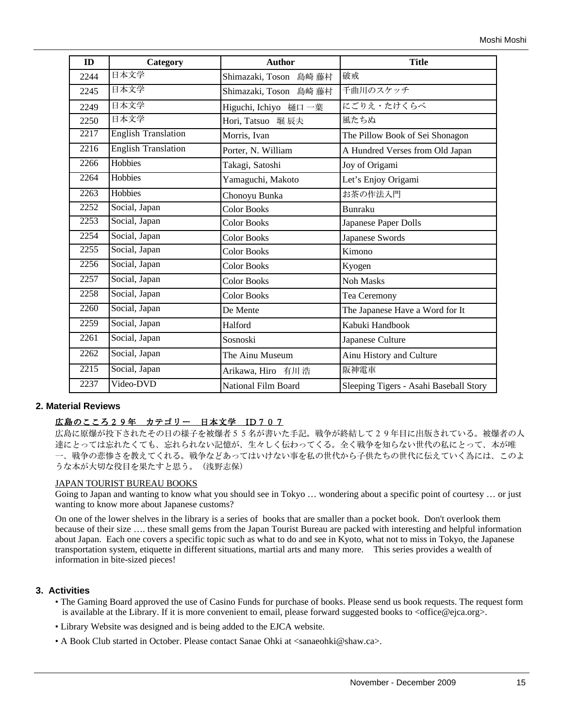| ID | Category | Author | Title |
|---|---|---|---|
| 2244 | 日本文学 | Shimazaki, Toson 島崎 藤村 | 破戒 |
| 2245 | 日本文学 | Shimazaki, Toson 島崎 藤村 | 千曲川のスケッチ |
| 2249 | 日本文学 | Higuchi, Ichiyo 樋口 一葉 | にごりえ・たけくらべ |
| 2250 | 日本文学 | Hori, Tatsuo 堀 辰夫 | 風たちぬ |
| 2217 | English Translation | Morris, Ivan | The Pillow Book of Sei Shonagon |
| 2216 | English Translation | Porter, N. William | A Hundred Verses from Old Japan |
| 2266 | Hobbies | Takagi, Satoshi | Joy of Origami |
| 2264 | Hobbies | Yamaguchi, Makoto | Let's Enjoy Origami |
| 2263 | Hobbies | Chonoyu Bunka | お茶の作法入門 |
| 2252 | Social, Japan | Color Books | Bunraku |
| 2253 | Social, Japan | Color Books | Japanese Paper Dolls |
| 2254 | Social, Japan | Color Books | Japanese Swords |
| 2255 | Social, Japan | Color Books | Kimono |
| 2256 | Social, Japan | Color Books | Kyogen |
| 2257 | Social, Japan | Color Books | Noh Masks |
| 2258 | Social, Japan | Color Books | Tea Ceremony |
| 2260 | Social, Japan | De Mente | The Japanese Have a Word for It |
| 2259 | Social, Japan | Halford | Kabuki Handbook |
| 2261 | Social, Japan | Sosnoski | Japanese Culture |
| 2262 | Social, Japan | The Ainu Museum | Ainu History and Culture |
| 2215 | Social, Japan | Arikawa, Hiro 有川 浩 | 阪神電車 |
| 2237 | Video-DVD | National Film Board | Sleeping Tigers - Asahi Baseball Story |

## 2. Material Reviews

**広島のこころ２９年　カテゴリー　日本文学　ID７０７**

広島に原爆が投下されたその日の様子を被爆者５５名が書いた手記。戦争が終結して２９年目に出版されている。被爆者の人達にとっては忘れたくても、忘れられない記憶が、生々しく伝わってくる。全く戦争を知らない世代の私にとって、本が唯一、戦争の悲惨さを教えてくれる。戦争などあってはいけない事を私の世代から子供たちの世代に伝えていく為には、このような本が大切な役目を果たすと思う。（浅野志保）

JAPAN TOURIST BUREAU BOOKS

Going to Japan and wanting to know what you should see in Tokyo … wondering about a specific point of courtesy … or just wanting to know more about Japanese customs?

On one of the lower shelves in the library is a series of books that are smaller than a pocket book. Don't overlook them because of their size …. these small gems from the Japan Tourist Bureau are packed with interesting and helpful information about Japan. Each one covers a specific topic such as what to do and see in Kyoto, what not to miss in Tokyo, the Japanese transportation system, etiquette in different situations, martial arts and many more. This series provides a wealth of information in bite-sized pieces!

## 3. Activities

- The Gaming Board approved the use of Casino Funds for purchase of books. Please send us book requests. The request form is available at the Library. If it is more convenient to email, please forward suggested books to <office@ejca.org>.
- Library Website was designed and is being added to the EJCA website.
- A Book Club started in October. Please contact Sanae Ohki at <sanaeohki@shaw.ca>.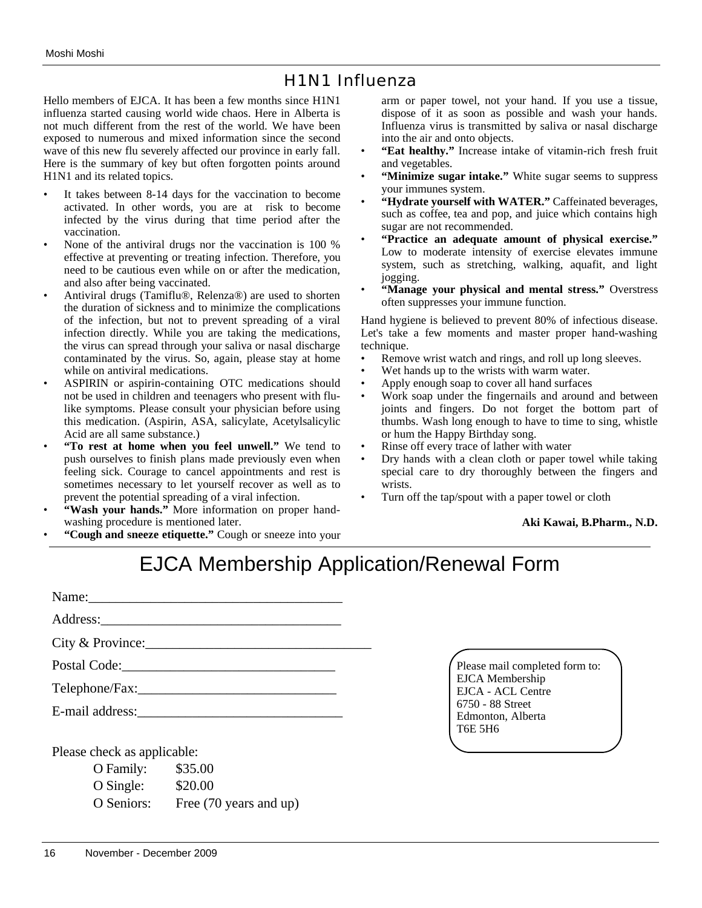## H1N1 Influenza

Hello members of EJCA. It has been a few months since H1N1 influenza started causing world wide chaos. Here in Alberta is not much different from the rest of the world. We have been exposed to numerous and mixed information since the second wave of this new flu severely affected our province in early fall. Here is the summary of key but often forgotten points around H1N1 and its related topics.

- It takes between 8-14 days for the vaccination to become activated. In other words, you are at risk to become infected by the virus during that time period after the vaccination.
- None of the antiviral drugs nor the vaccination is 100 % effective at preventing or treating infection. Therefore, you need to be cautious even while on or after the medication, and also after being vaccinated.
- Antiviral drugs (Tamiflu®, Relenza®) are used to shorten the duration of sickness and to minimize the complications of the infection, but not to prevent spreading of a viral infection directly. While you are taking the medications, the virus can spread through your saliva or nasal discharge contaminated by the virus. So, again, please stay at home while on antiviral medications.
- ASPIRIN or aspirin-containing OTC medications should not be used in children and teenagers who present with flu-like symptoms. Please consult your physician before using this medication. (Aspirin, ASA, salicylate, Acetylsalicylic Acid are all same substance.)
- **"To rest at home when you feel unwell."** We tend to push ourselves to finish plans made previously even when feeling sick. Courage to cancel appointments and rest is sometimes necessary to let yourself recover as well as to prevent the potential spreading of a viral infection.
- **"Wash your hands."** More information on proper hand-washing procedure is mentioned later.
- **"Cough and sneeze etiquette."** Cough or sneeze into your arm or paper towel, not your hand. If you use a tissue, dispose of it as soon as possible and wash your hands. Influenza virus is transmitted by saliva or nasal discharge into the air and onto objects.
- **"Eat healthy."** Increase intake of vitamin-rich fresh fruit and vegetables.
- **"Minimize sugar intake."** White sugar seems to suppress your immunes system.
- **"Hydrate yourself with WATER."** Caffeinated beverages, such as coffee, tea and pop, and juice which contains high sugar are not recommended.
- **"Practice an adequate amount of physical exercise."** Low to moderate intensity of exercise elevates immune system, such as stretching, walking, aquafit, and light jogging.
- **"Manage your physical and mental stress."** Overstress often suppresses your immune function.

Hand hygiene is believed to prevent 80% of infectious disease. Let's take a few moments and master proper hand-washing technique.

- Remove wrist watch and rings, and roll up long sleeves.
- Wet hands up to the wrists with warm water.
- Apply enough soap to cover all hand surfaces
- Work soap under the fingernails and around and between joints and fingers. Do not forget the bottom part of thumbs. Wash long enough to have to time to sing, whistle or hum the Happy Birthday song.
- Rinse off every trace of lather with water
- Dry hands with a clean cloth or paper towel while taking special care to dry thoroughly between the fingers and wrists.
- Turn off the tap/spout with a paper towel or cloth

**Aki Kawai, B.Pharm., N.D.**

# EJCA Membership Application/Renewal Form

Name:\_\_\_\_\_\_\_\_\_\_\_\_\_\_\_\_\_\_\_\_\_\_\_\_\_\_\_\_\_\_\_\_\_\_\_\_

Address:\_\_\_\_\_\_\_\_\_\_\_\_\_\_\_\_\_\_\_\_\_\_\_\_\_\_\_\_\_\_\_\_\_\_

City & Province:\_\_\_\_\_\_\_\_\_\_\_\_\_\_\_\_\_\_\_\_\_\_\_\_\_\_\_\_\_\_\_

Postal Code:\_\_\_\_\_\_\_\_\_\_\_\_\_\_\_\_\_\_\_\_\_\_\_\_\_\_\_\_\_\_

Telephone/Fax:\_\_\_\_\_\_\_\_\_\_\_\_\_\_\_\_\_\_\_\_\_\_\_\_\_\_\_\_

E-mail address:\_\_\_\_\_\_\_\_\_\_\_\_\_\_\_\_\_\_\_\_\_\_\_\_\_\_\_\_\_

Please mail completed form to:
EJCA Membership
EJCA - ACL Centre
6750 - 88 Street
Edmonton, Alberta
T6E 5H6

Please check as applicable:

O Family: $35.00
O Single: $20.00
O Seniors: Free (70 years and up)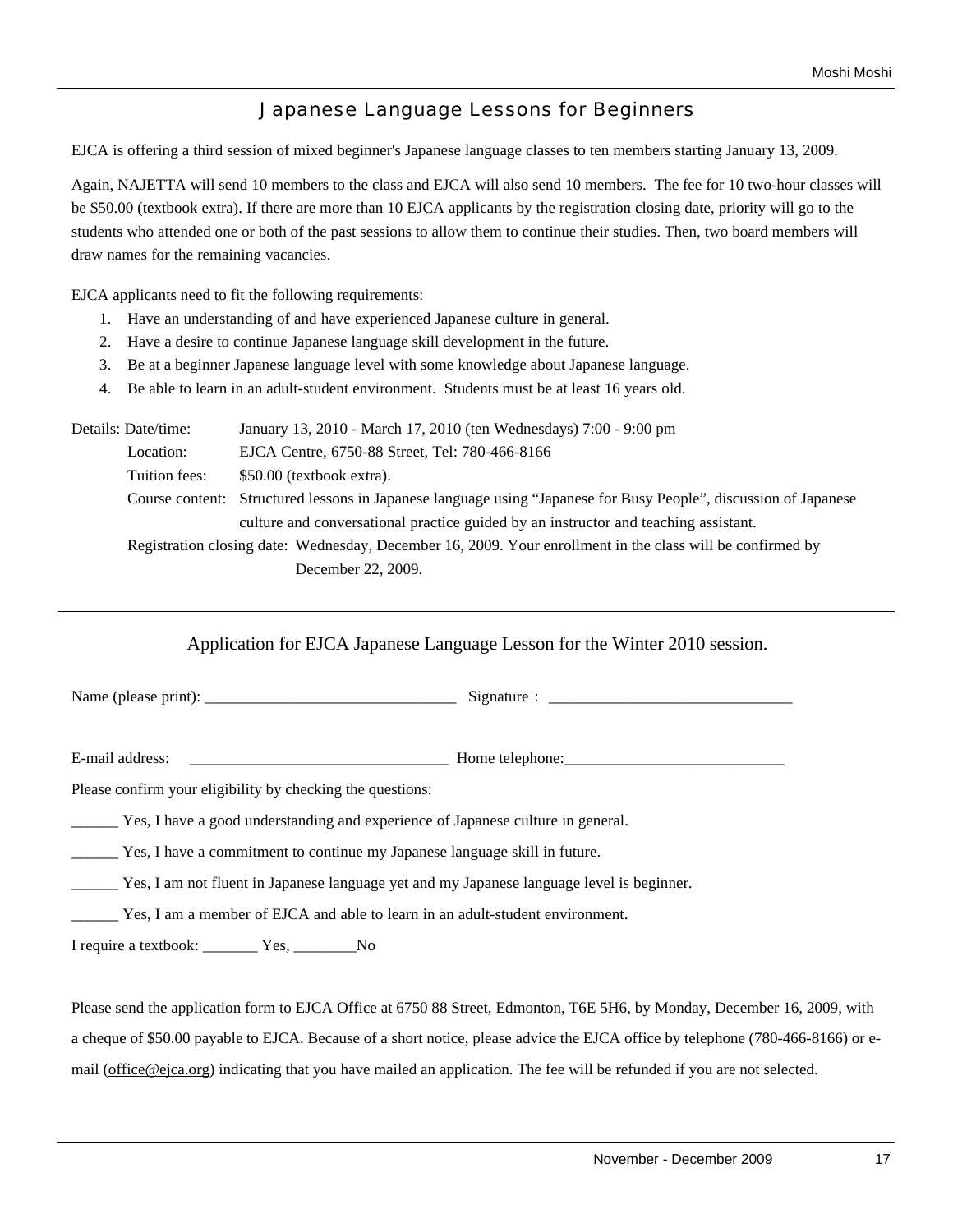## Japanese Language Lessons for Beginners

EJCA is offering a third session of mixed beginner's Japanese language classes to ten members starting January 13, 2009.

Again, NAJETTA will send 10 members to the class and EJCA will also send 10 members. The fee for 10 two-hour classes will be $50.00 (textbook extra). If there are more than 10 EJCA applicants by the registration closing date, priority will go to the students who attended one or both of the past sessions to allow them to continue their studies. Then, two board members will draw names for the remaining vacancies.

EJCA applicants need to fit the following requirements:

1. Have an understanding of and have experienced Japanese culture in general.
2. Have a desire to continue Japanese language skill development in the future.
3. Be at a beginner Japanese language level with some knowledge about Japanese language.
4. Be able to learn in an adult-student environment. Students must be at least 16 years old.

Details: Date/time: January 13, 2010 - March 17, 2010 (ten Wednesdays) 7:00 - 9:00 pm

Location: EJCA Centre, 6750-88 Street, Tel: 780-466-8166

Tuition fees: $50.00 (textbook extra).

Course content: Structured lessons in Japanese language using “Japanese for Busy People”, discussion of Japanese culture and conversational practice guided by an instructor and teaching assistant.

Registration closing date: Wednesday, December 16, 2009. Your enrollment in the class will be confirmed by December 22, 2009.

---

### Application for EJCA Japanese Language Lesson for the Winter 2010 session.

Name (please print): ________________________________ Signature： _______________________________

E-mail address: _________________________________ Home telephone:____________________________

Please confirm your eligibility by checking the questions:

______ Yes, I have a good understanding and experience of Japanese culture in general.

______ Yes, I have a commitment to continue my Japanese language skill in future.

______ Yes, I am not fluent in Japanese language yet and my Japanese language level is beginner.

______ Yes, I am a member of EJCA and able to learn in an adult-student environment.

I require a textbook: _______ Yes, ________No

Please send the application form to EJCA Office at 6750 88 Street, Edmonton, T6E 5H6, by Monday, December 16, 2009, with a cheque of $50.00 payable to EJCA. Because of a short notice, please advice the EJCA office by telephone (780-466-8166) or e-mail (office@ejca.org) indicating that you have mailed an application. The fee will be refunded if you are not selected.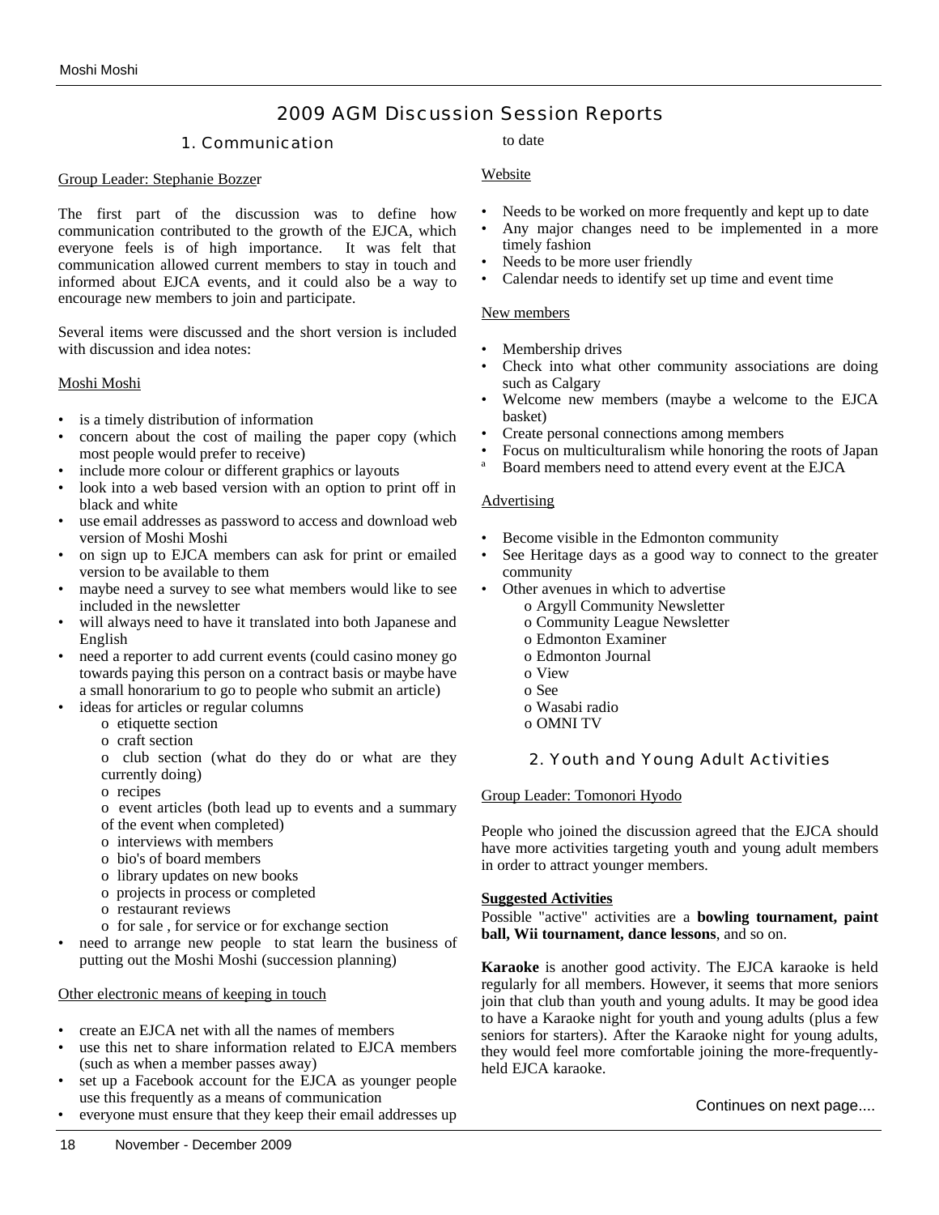# 2009 AGM Discussion Session Reports

## 1. Communication

Group Leader: Stephanie Bozzer

The first part of the discussion was to define how communication contributed to the growth of the EJCA, which everyone feels is of high importance. It was felt that communication allowed current members to stay in touch and informed about EJCA events, and it could also be a way to encourage new members to join and participate.

Several items were discussed and the short version is included with discussion and idea notes:

Moshi Moshi

- is a timely distribution of information
- concern about the cost of mailing the paper copy (which most people would prefer to receive)
- include more colour or different graphics or layouts
- look into a web based version with an option to print off in black and white
- use email addresses as password to access and download web version of Moshi Moshi
- on sign up to EJCA members can ask for print or emailed version to be available to them
- maybe need a survey to see what members would like to see included in the newsletter
- will always need to have it translated into both Japanese and English
- need a reporter to add current events (could casino money go towards paying this person on a contract basis or maybe have a small honorarium to go to people who submit an article)
- ideas for articles or regular columns
    - o etiquette section
    - o craft section
    - o club section (what do they do or what are they currently doing)
    - o recipes
    - o event articles (both lead up to events and a summary of the event when completed)
    - o interviews with members
    - o bio's of board members
    - o library updates on new books
    - o projects in process or completed
    - o restaurant reviews
    - o for sale , for service or for exchange section
- need to arrange new people to stat learn the business of putting out the Moshi Moshi (succession planning)

Other electronic means of keeping in touch

- create an EJCA net with all the names of members
- use this net to share information related to EJCA members (such as when a member passes away)
- set up a Facebook account for the EJCA as younger people use this frequently as a means of communication
- everyone must ensure that they keep their email addresses up to date

Website

- Needs to be worked on more frequently and kept up to date
- Any major changes need to be implemented in a more timely fashion
- Needs to be more user friendly
- Calendar needs to identify set up time and event time

New members

- Membership drives
- Check into what other community associations are doing such as Calgary
- Welcome new members (maybe a welcome to the EJCA basket)
- Create personal connections among members
- Focus on multiculturalism while honoring the roots of Japan
- Board members need to attend every event at the EJCA

Advertising

- Become visible in the Edmonton community
- See Heritage days as a good way to connect to the greater community
- Other avenues in which to advertise
    - o Argyll Community Newsletter
    - o Community League Newsletter
    - o Edmonton Examiner
    - o Edmonton Journal
    - o View
    - o See
    - o Wasabi radio
    - o OMNI TV

## 2. Youth and Young Adult Activities

Group Leader: Tomonori Hyodo

People who joined the discussion agreed that the EJCA should have more activities targeting youth and young adult members in order to attract younger members.

**Suggested Activities**

Possible "active" activities are a **bowling tournament, paint ball, Wii tournament, dance lessons**, and so on.

**Karaoke** is another good activity. The EJCA karaoke is held regularly for all members. However, it seems that more seniors join that club than youth and young adults. It may be good idea to have a Karaoke night for youth and young adults (plus a few seniors for starters). After the Karaoke night for young adults, they would feel more comfortable joining the more-frequently-held EJCA karaoke.

Continues on next page....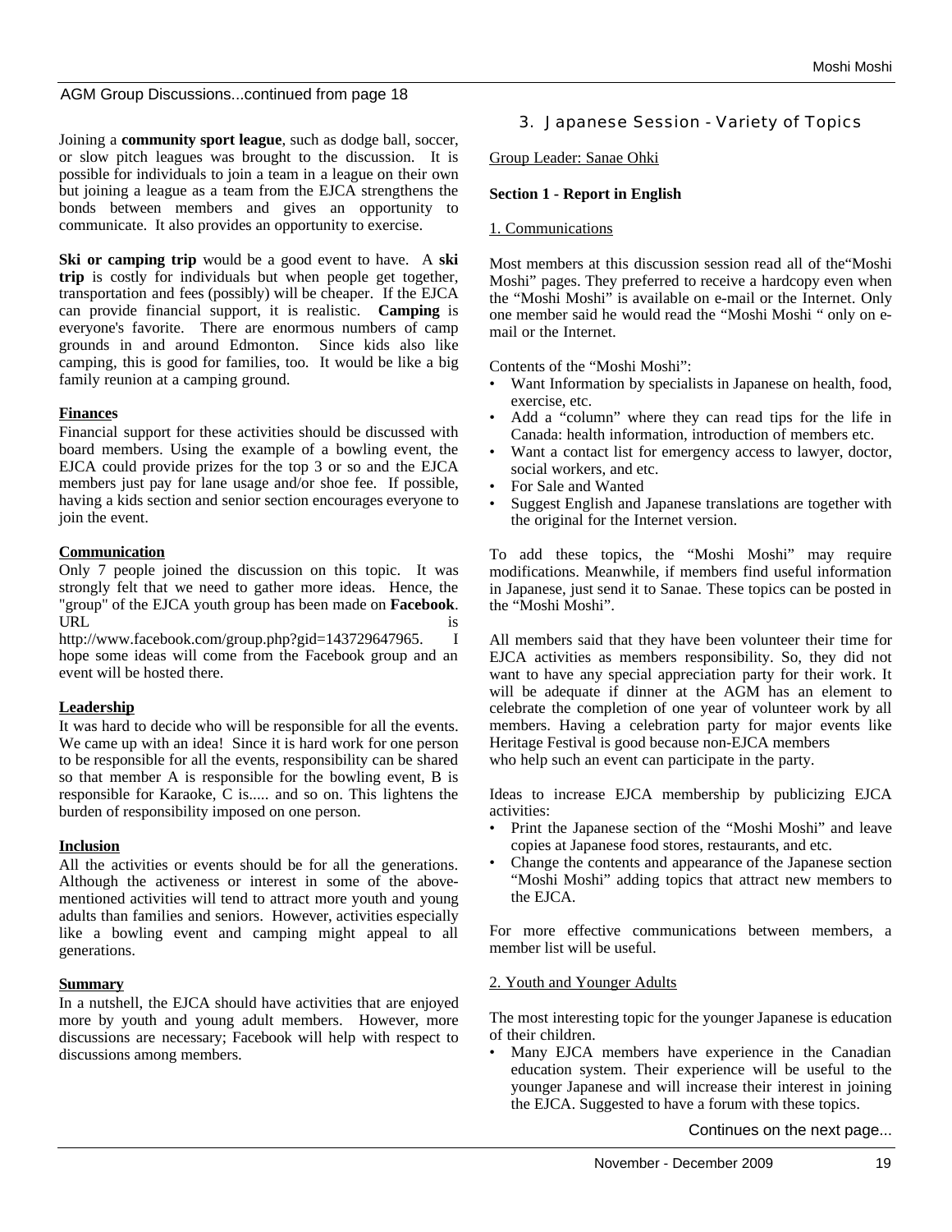AGM Group Discussions...continued from page 18

Joining a **community sport league**, such as dodge ball, soccer, or slow pitch leagues was brought to the discussion. It is possible for individuals to join a team in a league on their own but joining a league as a team from the EJCA strengthens the bonds between members and gives an opportunity to communicate. It also provides an opportunity to exercise.

**Ski or camping trip** would be a good event to have. A **ski trip** is costly for individuals but when people get together, transportation and fees (possibly) will be cheaper. If the EJCA can provide financial support, it is realistic. **Camping** is everyone's favorite. There are enormous numbers of camp grounds in and around Edmonton. Since kids also like camping, this is good for families, too. It would be like a big family reunion at a camping ground.

**Finances**

Financial support for these activities should be discussed with board members. Using the example of a bowling event, the EJCA could provide prizes for the top 3 or so and the EJCA members just pay for lane usage and/or shoe fee. If possible, having a kids section and senior section encourages everyone to join the event.

**Communication**

Only 7 people joined the discussion on this topic. It was strongly felt that we need to gather more ideas. Hence, the "group" of the EJCA youth group has been made on **Facebook**. URL is http://www.facebook.com/group.php?gid=143729647965. I hope some ideas will come from the Facebook group and an event will be hosted there.

**Leadership**

It was hard to decide who will be responsible for all the events. We came up with an idea! Since it is hard work for one person to be responsible for all the events, responsibility can be shared so that member A is responsible for the bowling event, B is responsible for Karaoke, C is..... and so on. This lightens the burden of responsibility imposed on one person.

**Inclusion**

All the activities or events should be for all the generations. Although the activeness or interest in some of the above-mentioned activities will tend to attract more youth and young adults than families and seniors. However, activities especially like a bowling event and camping might appeal to all generations.

**Summary**

In a nutshell, the EJCA should have activities that are enjoyed more by youth and young adult members. However, more discussions are necessary; Facebook will help with respect to discussions among members.

## 3. Japanese Session - Variety of Topics

Group Leader: Sanae Ohki

**Section 1 - Report in English**

1. Communications

Most members at this discussion session read all of the"Moshi Moshi" pages. They preferred to receive a hardcopy even when the "Moshi Moshi" is available on e-mail or the Internet. Only one member said he would read the "Moshi Moshi " only on e-mail or the Internet.

Contents of the "Moshi Moshi":

- Want Information by specialists in Japanese on health, food, exercise, etc.
- Add a "column" where they can read tips for the life in Canada: health information, introduction of members etc.
- Want a contact list for emergency access to lawyer, doctor, social workers, and etc.
- For Sale and Wanted
- Suggest English and Japanese translations are together with the original for the Internet version.

To add these topics, the "Moshi Moshi" may require modifications. Meanwhile, if members find useful information in Japanese, just send it to Sanae. These topics can be posted in the "Moshi Moshi".

All members said that they have been volunteer their time for EJCA activities as members responsibility. So, they did not want to have any special appreciation party for their work. It will be adequate if dinner at the AGM has an element to celebrate the completion of one year of volunteer work by all members. Having a celebration party for major events like Heritage Festival is good because non-EJCA members who help such an event can participate in the party.

Ideas to increase EJCA membership by publicizing EJCA activities:

- Print the Japanese section of the "Moshi Moshi" and leave copies at Japanese food stores, restaurants, and etc.
- Change the contents and appearance of the Japanese section "Moshi Moshi" adding topics that attract new members to the EJCA.

For more effective communications between members, a member list will be useful.

2. Youth and Younger Adults

The most interesting topic for the younger Japanese is education of their children.

- Many EJCA members have experience in the Canadian education system. Their experience will be useful to the younger Japanese and will increase their interest in joining the EJCA. Suggested to have a forum with these topics.

Continues on the next page...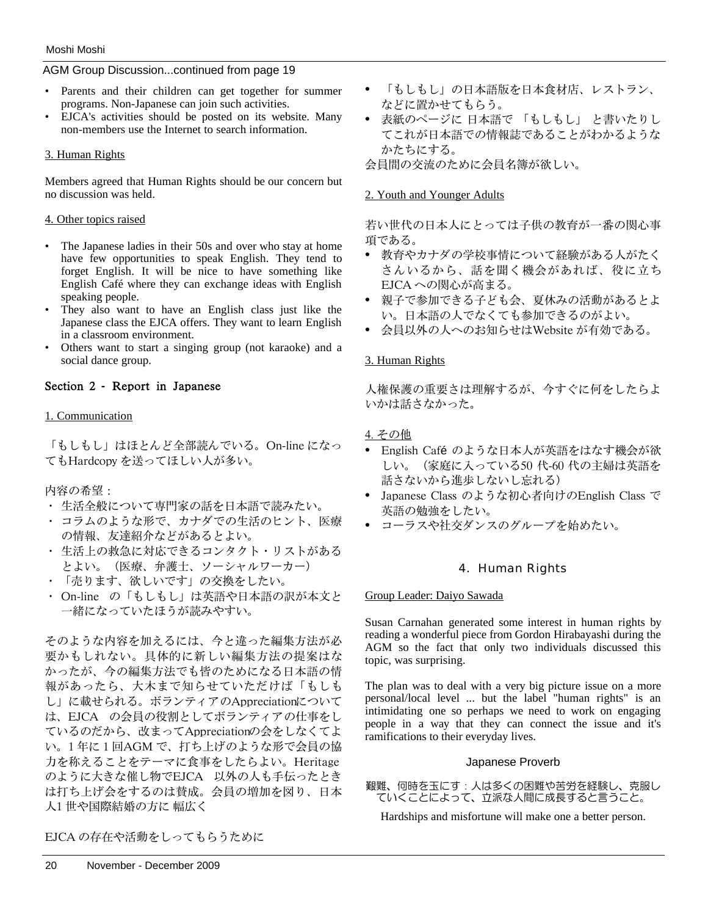AGM Group Discussion...continued from page 19

- Parents and their children can get together for summer programs. Non-Japanese can join such activities.
- EJCA's activities should be posted on its website. Many non-members use the Internet to search information.

3. Human Rights

Members agreed that Human Rights should be our concern but no discussion was held.

4. Other topics raised

- The Japanese ladies in their 50s and over who stay at home have few opportunities to speak English. They tend to forget English. It will be nice to have something like English Café where they can exchange ideas with English speaking people.
- They also want to have an English class just like the Japanese class the EJCA offers. They want to learn English in a classroom environment.
- Others want to start a singing group (not karaoke) and a social dance group.

### Section 2 - Report in Japanese

1. Communication

「もしもし」はほとんど全部読んでいる。On-line になってもHardcopy を送ってほしい人が多い。

内容の希望：

- 生活全般について専門家の話を日本語で読みたい。
- コラムのような形で、カナダでの生活のヒント、医療の情報、友達紹介などがあるとよい。
- 生活上の救急に対応できるコンタクト・リストがあるとよい。（医療、弁護士、ソーシャルワーカー）
- 「売ります、欲しいです」の交換をしたい。
- On-line　の「もしもし」は英語や日本語の訳が本文と一緒になっていたほうが読みやすい。

そのような内容を加えるには、今と違った編集方法が必要かもしれない。具体的に新しい編集方法の提案はなかったが、今の編集方法でも皆のためになる日本語の情報があったら、大木まで知らせていただけば「もしもし」に載せられる。ボランティアのAppreciationについては、EJCA　の会員の役割としてボランティアの仕事をしているのだから、改まってAppreciationの会をしなくてよい。１年に１回AGM で、打ち上げのような形で会員の協力を称えることをテーマに食事をしたらよい。Heritage のように大きな催し物でEJCA　以外の人も手伝ったときは打ち上げ会をするのは賛成。会員の増加を図り、日本人1 世や国際結婚の方に 幅広く

EJCA の存在や活動をしってもらうために

- 「もしもし」の日本語版を日本食材店、レストラン、などに置かせてもらう。
- 表紙のページに 日本語で 「もしもし」 と書いたりしてこれが日本語での情報誌であることがわかるようなかたちにする。

会員間の交流のために会員名簿が欲しい。

2. Youth and Younger Adults

若い世代の日本人にとっては子供の教育が一番の関心事項である。

- 教育やカナダの学校事情について経験がある人がたくさんいるから、話を聞く機会があれば、役に立ちEJCA への関心が高まる。
- 親子で参加できる子ども会、夏休みの活動があるとよい。日本語の人でなくても参加できるのがよい。
- 会員以外の人へのお知らせはWebsite が有効である。

3. Human Rights

人権保護の重要さは理解するが、今すぐに何をしたらよいかは話さなかった。

4. その他

- English Café のような日本人が英語をはなす機会が欲しい。（家庭に入っている50 代-60 代の主婦は英語を話さないから進歩しないし忘れる）
- Japanese Class のような初心者向けのEnglish Class で英語の勉強をしたい。
- コーラスや社交ダンスのグループを始めたい。

## 4. Human Rights

Group Leader: Daiyo Sawada

Susan Carnahan generated some interest in human rights by reading a wonderful piece from Gordon Hirabayashi during the AGM so the fact that only two individuals discussed this topic, was surprising.

The plan was to deal with a very big picture issue on a more personal/local level ... but the label "human rights" is an intimidating one so perhaps we need to work on engaging people in a way that they can connect the issue and it's ramifications to their everyday lives.

### Japanese Proverb

艱難、何時を玉にす：人は多くの困難や苦労を経験し、克服していくことによって、立派な人間に成長すると言うこと。

Hardships and misfortune will make one a better person.